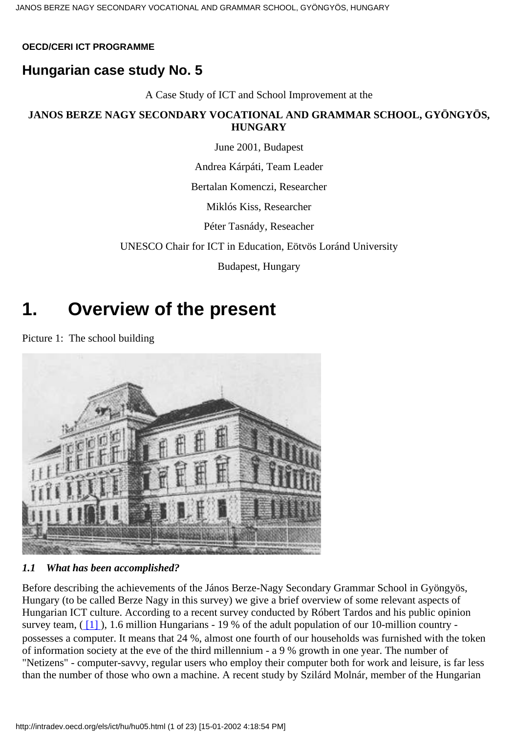**OECD/CERI ICT PROGRAMME**

## Hungarian case study No. 5

A Case Study of ICT and School Improvement at the

**JANOS BERZE NAGY SECONDARY VOCATIONAL AND GRAMMAR SCHOOL, GYÖNGYÖS, HUNGARY**

June 2001, Budapest

Andrea Kárpáti, Team Leader

Bertalan Komenczi, Researcher

Miklós Kiss, Researcher

Péter Tasnády, Reseacher

UNESCO Chair for ICT in Education, Eötvös Loránd University

Budapest, Hungary

# 1. Overview of the present

Picture 1: The school building

### *1.1 What has been accomplished?*

Before describing the achievements of the János Berze-Nagy Secondary Grammar School in Gyöngyös, Hungary (to be called Berze Nagy in this survey) we give a brief overview of some relevant aspects of Hungarian ICT culture. According to a recent survey conducted by Róbert Tardos and his public opinion survey team, ([1]), 1.6 million Hungarians - 19 % of the adult population of our 10-million country - possesses a computer. It means that 24 %, almost one fourth of our households was furnished with the token of information society at the eve of the third millennium - a 9 % growth in one year. The number of "Netizens" - computer-savvy, regular users who employ their computer both for work and leisure, is far less than the number of those who own a machine. A recent study by Szilárd Molnár, member of the Hungarian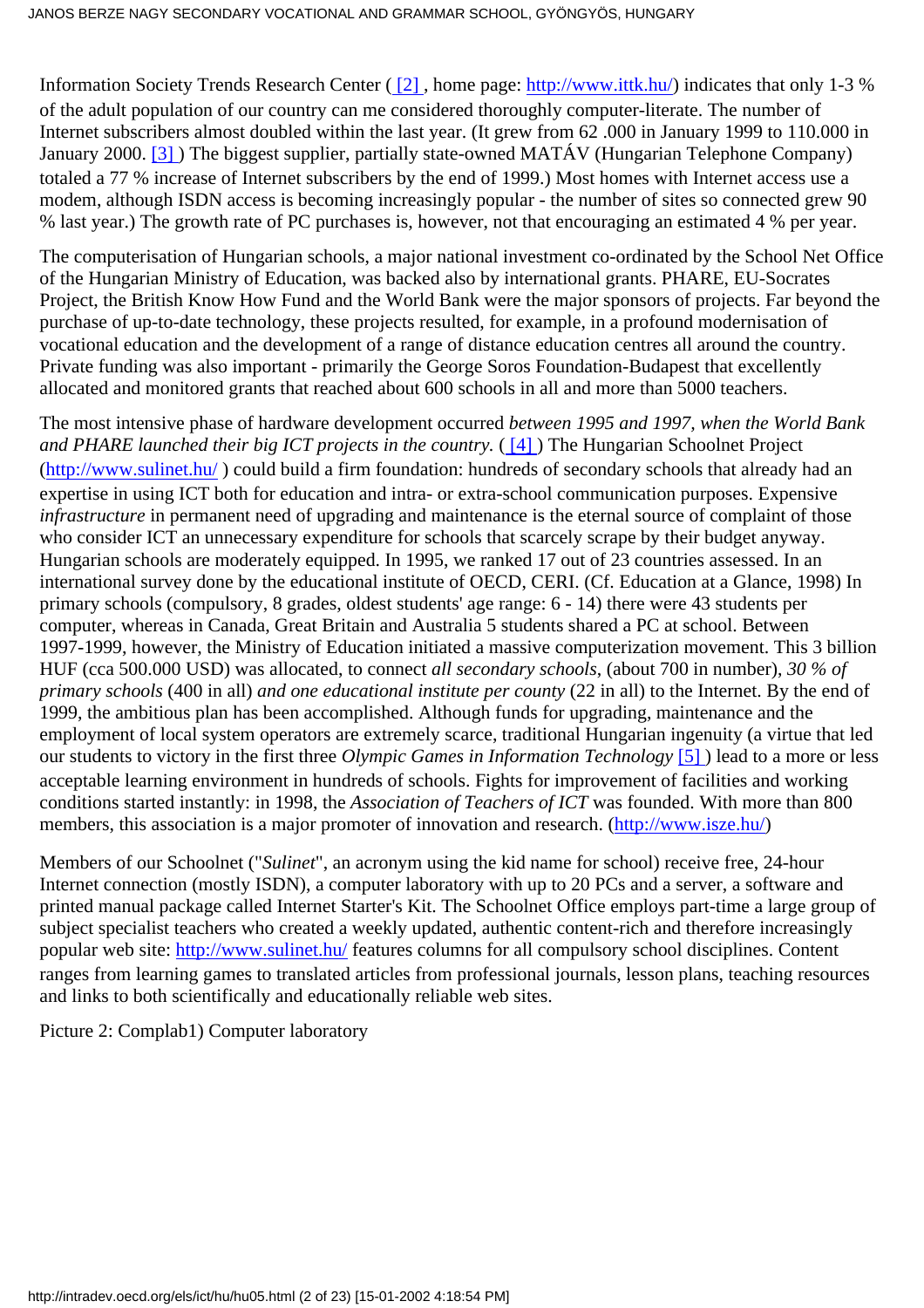Information Society Trends Research Center ( [2] , home page: http://www.ittk.hu/) indicates that only 1-3 % of the adult population of our country can me considered thoroughly computer-literate. The number of Internet subscribers almost doubled within the last year. (It grew from 62 .000 in January 1999 to 110.000 in January 2000. [3] ) The biggest supplier, partially state-owned MATÁV (Hungarian Telephone Company) totaled a 77 % increase of Internet subscribers by the end of 1999.) Most homes with Internet access use a modem, although ISDN access is becoming increasingly popular - the number of sites so connected grew 90 % last year.) The growth rate of PC purchases is, however, not that encouraging an estimated 4 % per year.

The computerisation of Hungarian schools, a major national investment co-ordinated by the School Net Office of the Hungarian Ministry of Education, was backed also by international grants. PHARE, EU-Socrates Project, the British Know How Fund and the World Bank were the major sponsors of projects. Far beyond the purchase of up-to-date technology, these projects resulted, for example, in a profound modernisation of vocational education and the development of a range of distance education centres all around the country. Private funding was also important - primarily the George Soros Foundation-Budapest that excellently allocated and monitored grants that reached about 600 schools in all and more than 5000 teachers.

The most intensive phase of hardware development occurred *between 1995 and 1997, when the World Bank and PHARE launched their big ICT projects in the country.* ( [4] ) The Hungarian Schoolnet Project (http://www.sulinet.hu/ ) could build a firm foundation: hundreds of secondary schools that already had an expertise in using ICT both for education and intra- or extra-school communication purposes. Expensive *infrastructure* in permanent need of upgrading and maintenance is the eternal source of complaint of those who consider ICT an unnecessary expenditure for schools that scarcely scrape by their budget anyway. Hungarian schools are moderately equipped. In 1995, we ranked 17 out of 23 countries assessed. In an international survey done by the educational institute of OECD, CERI. (Cf. Education at a Glance, 1998) In primary schools (compulsory, 8 grades, oldest students' age range: 6 - 14) there were 43 students per computer, whereas in Canada, Great Britain and Australia 5 students shared a PC at school. Between 1997-1999, however, the Ministry of Education initiated a massive computerization movement. This 3 billion HUF (cca 500.000 USD) was allocated, to connect *all secondary schools*, (about 700 in number), *30 % of primary schools* (400 in all) *and one educational institute per county* (22 in all) to the Internet. By the end of 1999, the ambitious plan has been accomplished. Although funds for upgrading, maintenance and the employment of local system operators are extremely scarce, traditional Hungarian ingenuity (a virtue that led our students to victory in the first three *Olympic Games in Information Technology* [5] ) lead to a more or less acceptable learning environment in hundreds of schools. Fights for improvement of facilities and working conditions started instantly: in 1998, the *Association of Teachers of ICT* was founded. With more than 800 members, this association is a major promoter of innovation and research. (http://www.isze.hu/)

Members of our Schoolnet ("*Sulinet*", an acronym using the kid name for school) receive free, 24-hour Internet connection (mostly ISDN), a computer laboratory with up to 20 PCs and a server, a software and printed manual package called Internet Starter's Kit. The Schoolnet Office employs part-time a large group of subject specialist teachers who created a weekly updated, authentic content-rich and therefore increasingly popular web site: http://www.sulinet.hu/ features columns for all compulsory school disciplines. Content ranges from learning games to translated articles from professional journals, lesson plans, teaching resources and links to both scientifically and educationally reliable web sites.

Picture 2: Complab1) Computer laboratory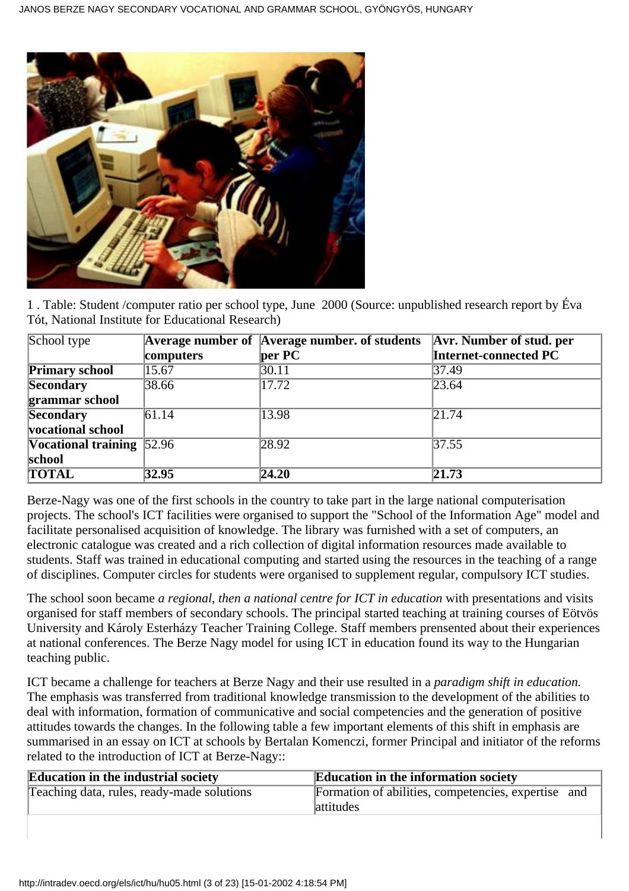1 . Table: Student /computer ratio per school type, June 2000 (Source: unpublished research report by Éva Tót, National Institute for Educational Research)

| School type | **Average number of computers** | **Average number. of students per PC** | **Avr. Number of stud. per Internet-connected PC** |
|---|---|---|---|
| **Primary school** | 15.67 | 30.11 | 37.49 |
| **Secondary grammar school** | 38.66 | 17.72 | 23.64 |
| **Secondary vocational school** | 61.14 | 13.98 | 21.74 |
| **Vocational training school** | 52.96 | 28.92 | 37.55 |
| **TOTAL** | **32.95** | **24.20** | **21.73** |

Berze-Nagy was one of the first schools in the country to take part in the large national computerisation projects. The school's ICT facilities were organised to support the "School of the Information Age" model and facilitate personalised acquisition of knowledge. The library was furnished with a set of computers, an electronic catalogue was created and a rich collection of digital information resources made available to students. Staff was trained in educational computing and started using the resources in the teaching of a range of disciplines. Computer circles for students were organised to supplement regular, compulsory ICT studies.

The school soon became *a regional, then a national centre for ICT in education* with presentations and visits organised for staff members of secondary schools. The principal started teaching at training courses of Eötvös University and Károly Esterházy Teacher Training College. Staff members prensented about their experiences at national conferences. The Berze Nagy model for using ICT in education found its way to the Hungarian teaching public.

ICT became a challenge for teachers at Berze Nagy and their use resulted in a *paradigm shift in education.* The emphasis was transferred from traditional knowledge transmission to the development of the abilities to deal with information, formation of communicative and social competencies and the generation of positive attitudes towards the changes. In the following table a few important elements of this shift in emphasis are summarised in an essay on ICT at schools by Bertalan Komenczi, former Principal and initiator of the reforms related to the introduction of ICT at Berze-Nagy::

| **Education in the industrial society** | **Education in the information society** |
|---|---|
| Teaching data, rules, ready-made solutions | Formation of abilities, competencies, expertise and attitudes |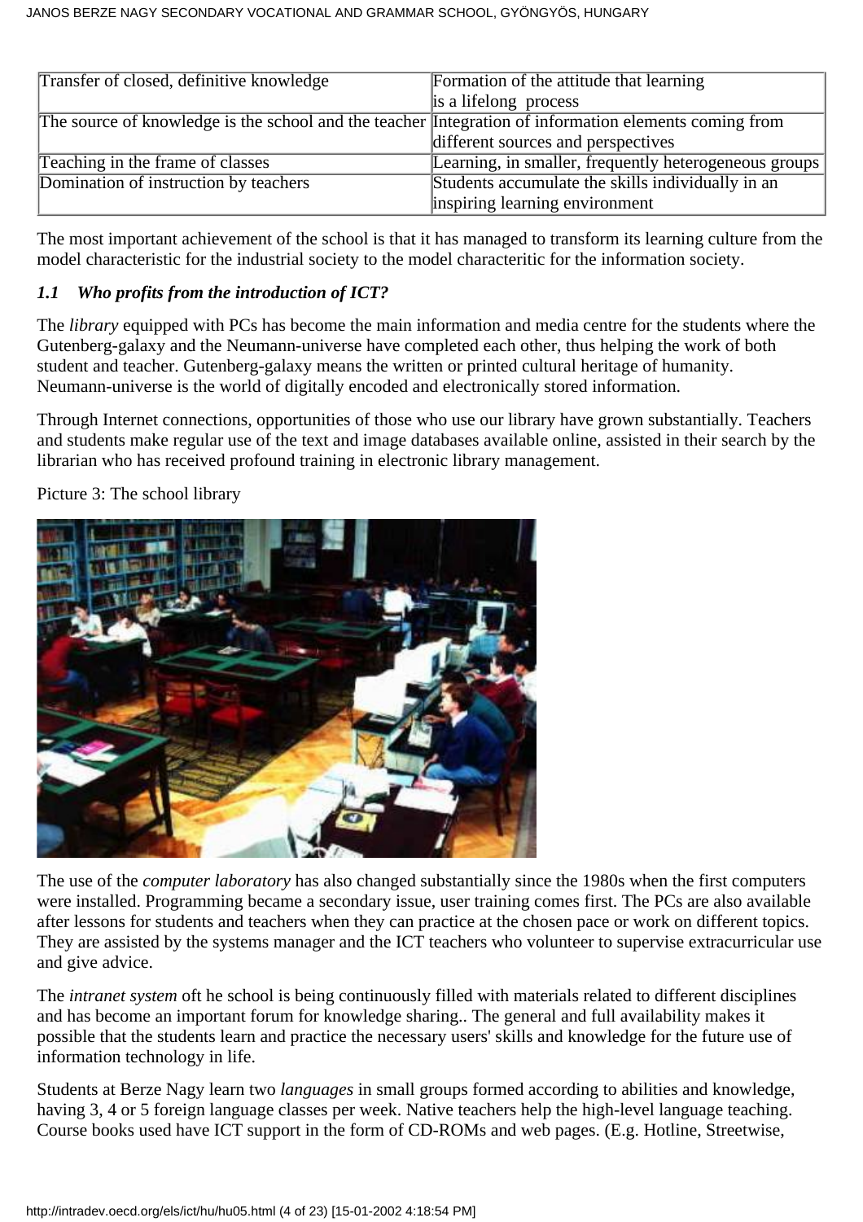| | |
|---|---|
| Transfer of closed, definitive knowledge | Formation of the attitude that learning is a lifelong process |
| The source of knowledge is the school and the teacher | Integration of information elements coming from different sources and perspectives |
| Teaching in the frame of classes | Learning, in smaller, frequently heterogeneous groups |
| Domination of instruction by teachers | Students accumulate the skills individually in an inspiring learning environment |

The most important achievement of the school is that it has managed to transform its learning culture from the model characteristic for the industrial society to the model characteritic for the information society.

### *1.1 Who profits from the introduction of ICT?*

The *library* equipped with PCs has become the main information and media centre for the students where the Gutenberg-galaxy and the Neumann-universe have completed each other, thus helping the work of both student and teacher. Gutenberg-galaxy means the written or printed cultural heritage of humanity. Neumann-universe is the world of digitally encoded and electronically stored information.

Through Internet connections, opportunities of those who use our library have grown substantially. Teachers and students make regular use of the text and image databases available online, assisted in their search by the librarian who has received profound training in electronic library management.

Picture 3: The school library

The use of the *computer laboratory* has also changed substantially since the 1980s when the first computers were installed. Programming became a secondary issue, user training comes first. The PCs are also available after lessons for students and teachers when they can practice at the chosen pace or work on different topics. They are assisted by the systems manager and the ICT teachers who volunteer to supervise extracurricular use and give advice.

The *intranet system* oft he school is being continuously filled with materials related to different disciplines and has become an important forum for knowledge sharing.. The general and full availability makes it possible that the students learn and practice the necessary users' skills and knowledge for the future use of information technology in life.

Students at Berze Nagy learn two *languages* in small groups formed according to abilities and knowledge, having 3, 4 or 5 foreign language classes per week. Native teachers help the high-level language teaching. Course books used have ICT support in the form of CD-ROMs and web pages. (E.g. Hotline, Streetwise,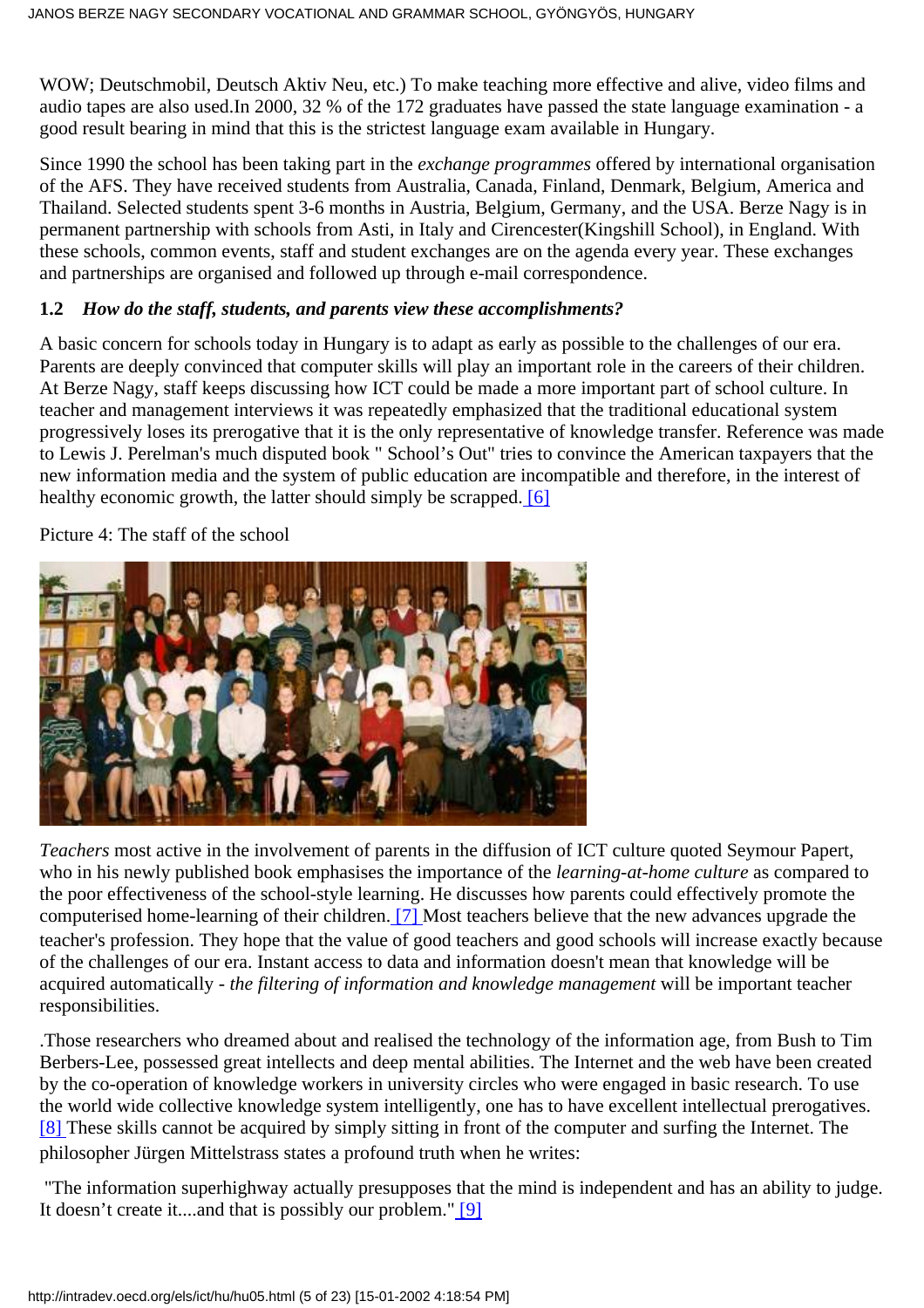WOW; Deutschmobil, Deutsch Aktiv Neu, etc.) To make teaching more effective and alive, video films and audio tapes are also used.In 2000, 32 % of the 172 graduates have passed the state language examination - a good result bearing in mind that this is the strictest language exam available in Hungary.

Since 1990 the school has been taking part in the *exchange programmes* offered by international organisation of the AFS. They have received students from Australia, Canada, Finland, Denmark, Belgium, America and Thailand. Selected students spent 3-6 months in Austria, Belgium, Germany, and the USA. Berze Nagy is in permanent partnership with schools from Asti, in Italy and Cirencester(Kingshill School), in England. With these schools, common events, staff and student exchanges are on the agenda every year. These exchanges and partnerships are organised and followed up through e-mail correspondence.

### 1.2 *How do the staff, students, and parents view these accomplishments?*

A basic concern for schools today in Hungary is to adapt as early as possible to the challenges of our era. Parents are deeply convinced that computer skills will play an important role in the careers of their children. At Berze Nagy, staff keeps discussing how ICT could be made a more important part of school culture. In teacher and management interviews it was repeatedly emphasized that the traditional educational system progressively loses its prerogative that it is the only representative of knowledge transfer. Reference was made to Lewis J. Perelman's much disputed book " School's Out" tries to convince the American taxpayers that the new information media and the system of public education are incompatible and therefore, in the interest of healthy economic growth, the latter should simply be scrapped. [6]

Picture 4: The staff of the school

*Teachers* most active in the involvement of parents in the diffusion of ICT culture quoted Seymour Papert, who in his newly published book emphasises the importance of the *learning-at-home culture* as compared to the poor effectiveness of the school-style learning. He discusses how parents could effectively promote the computerised home-learning of their children. [7] Most teachers believe that the new advances upgrade the teacher's profession. They hope that the value of good teachers and good schools will increase exactly because of the challenges of our era. Instant access to data and information doesn't mean that knowledge will be acquired automatically - *the filtering of information and knowledge management* will be important teacher responsibilities.

.Those researchers who dreamed about and realised the technology of the information age, from Bush to Tim Berbers-Lee, possessed great intellects and deep mental abilities. The Internet and the web have been created by the co-operation of knowledge workers in university circles who were engaged in basic research. To use the world wide collective knowledge system intelligently, one has to have excellent intellectual prerogatives. [8] These skills cannot be acquired by simply sitting in front of the computer and surfing the Internet. The philosopher Jürgen Mittelstrass states a profound truth when he writes:

"The information superhighway actually presupposes that the mind is independent and has an ability to judge. It doesn't create it....and that is possibly our problem." [9]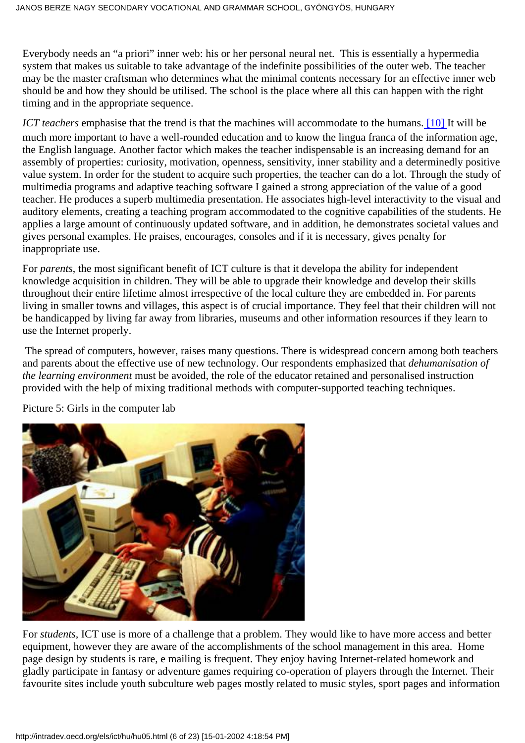Everybody needs an "a priori" inner web: his or her personal neural net. This is essentially a hypermedia system that makes us suitable to take advantage of the indefinite possibilities of the outer web. The teacher may be the master craftsman who determines what the minimal contents necessary for an effective inner web should be and how they should be utilised. The school is the place where all this can happen with the right timing and in the appropriate sequence.

*ICT teachers* emphasise that the trend is that the machines will accommodate to the humans. [10] It will be much more important to have a well-rounded education and to know the lingua franca of the information age, the English language. Another factor which makes the teacher indispensable is an increasing demand for an assembly of properties: curiosity, motivation, openness, sensitivity, inner stability and a determinedly positive value system. In order for the student to acquire such properties, the teacher can do a lot. Through the study of multimedia programs and adaptive teaching software I gained a strong appreciation of the value of a good teacher. He produces a superb multimedia presentation. He associates high-level interactivity to the visual and auditory elements, creating a teaching program accommodated to the cognitive capabilities of the students. He applies a large amount of continuously updated software, and in addition, he demonstrates societal values and gives personal examples. He praises, encourages, consoles and if it is necessary, gives penalty for inappropriate use.

For *parents*, the most significant benefit of ICT culture is that it developa the ability for independent knowledge acquisition in children. They will be able to upgrade their knowledge and develop their skills throughout their entire lifetime almost irrespective of the local culture they are embedded in. For parents living in smaller towns and villages, this aspect is of crucial importance. They feel that their children will not be handicapped by living far away from libraries, museums and other information resources if they learn to use the Internet properly.

The spread of computers, however, raises many questions. There is widespread concern among both teachers and parents about the effective use of new technology. Our respondents emphasized that *dehumanisation of the learning environment* must be avoided, the role of the educator retained and personalised instruction provided with the help of mixing traditional methods with computer-supported teaching techniques.

Picture 5: Girls in the computer lab

For *students*, ICT use is more of a challenge that a problem. They would like to have more access and better equipment, however they are aware of the accomplishments of the school management in this area. Home page design by students is rare, e mailing is frequent. They enjoy having Internet-related homework and gladly participate in fantasy or adventure games requiring co-operation of players through the Internet. Their favourite sites include youth subculture web pages mostly related to music styles, sport pages and information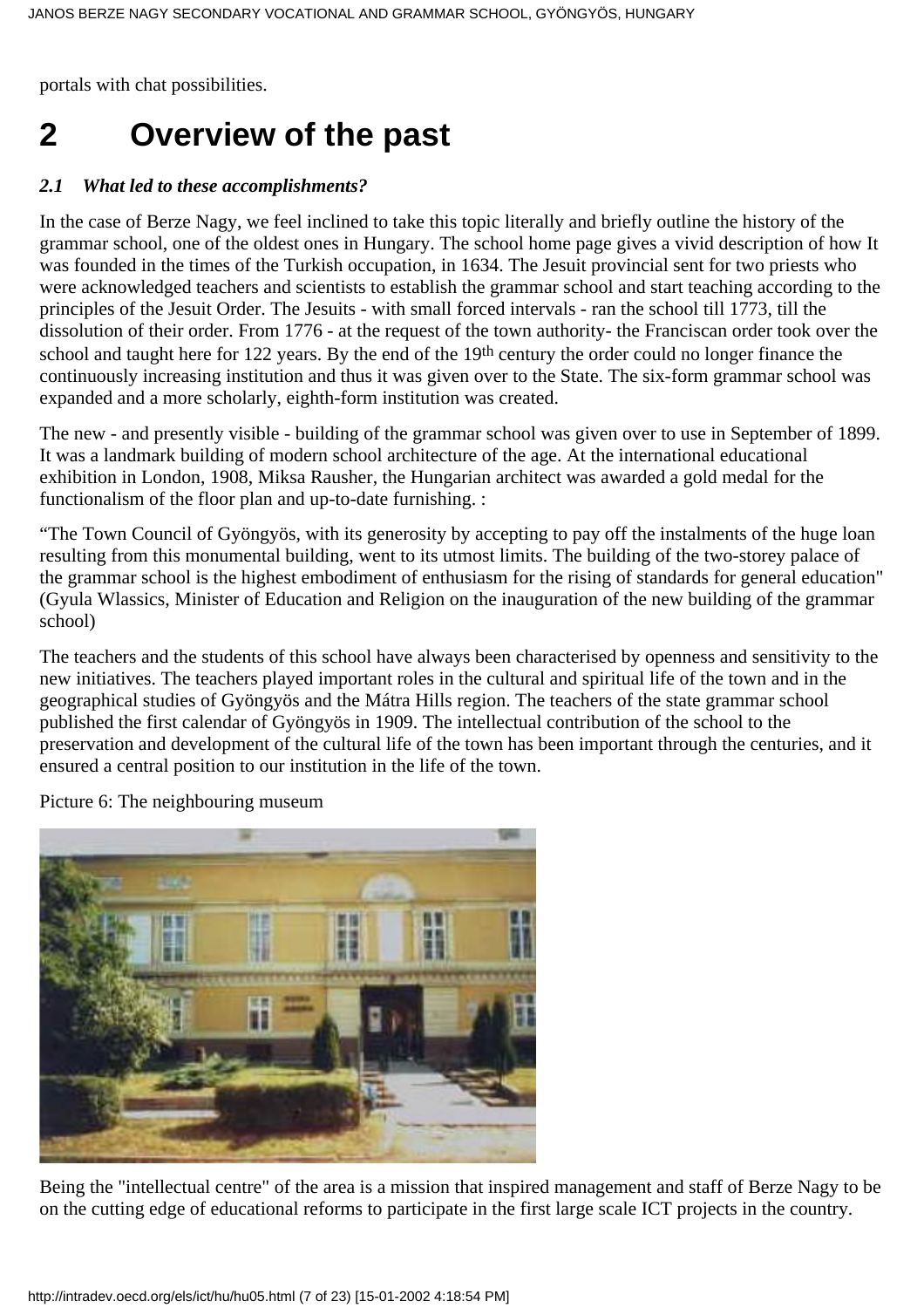portals with chat possibilities.

# 2 Overview of the past

### *2.1 What led to these accomplishments?*

In the case of Berze Nagy, we feel inclined to take this topic literally and briefly outline the history of the grammar school, one of the oldest ones in Hungary. The school home page gives a vivid description of how It was founded in the times of the Turkish occupation, in 1634. The Jesuit provincial sent for two priests who were acknowledged teachers and scientists to establish the grammar school and start teaching according to the principles of the Jesuit Order. The Jesuits - with small forced intervals - ran the school till 1773, till the dissolution of their order. From 1776 - at the request of the town authority- the Franciscan order took over the school and taught here for 122 years. By the end of the 19th century the order could no longer finance the continuously increasing institution and thus it was given over to the State. The six-form grammar school was expanded and a more scholarly, eighth-form institution was created.

The new - and presently visible - building of the grammar school was given over to use in September of 1899. It was a landmark building of modern school architecture of the age. At the international educational exhibition in London, 1908, Miksa Rausher, the Hungarian architect was awarded a gold medal for the functionalism of the floor plan and up-to-date furnishing. :

"The Town Council of Gyöngyös, with its generosity by accepting to pay off the instalments of the huge loan resulting from this monumental building, went to its utmost limits. The building of the two-storey palace of the grammar school is the highest embodiment of enthusiasm for the rising of standards for general education" (Gyula Wlassics, Minister of Education and Religion on the inauguration of the new building of the grammar school)

The teachers and the students of this school have always been characterised by openness and sensitivity to the new initiatives. The teachers played important roles in the cultural and spiritual life of the town and in the geographical studies of Gyöngyös and the Mátra Hills region. The teachers of the state grammar school published the first calendar of Gyöngyös in 1909. The intellectual contribution of the school to the preservation and development of the cultural life of the town has been important through the centuries, and it ensured a central position to our institution in the life of the town.

Picture 6: The neighbouring museum

Being the "intellectual centre" of the area is a mission that inspired management and staff of Berze Nagy to be on the cutting edge of educational reforms to participate in the first large scale ICT projects in the country.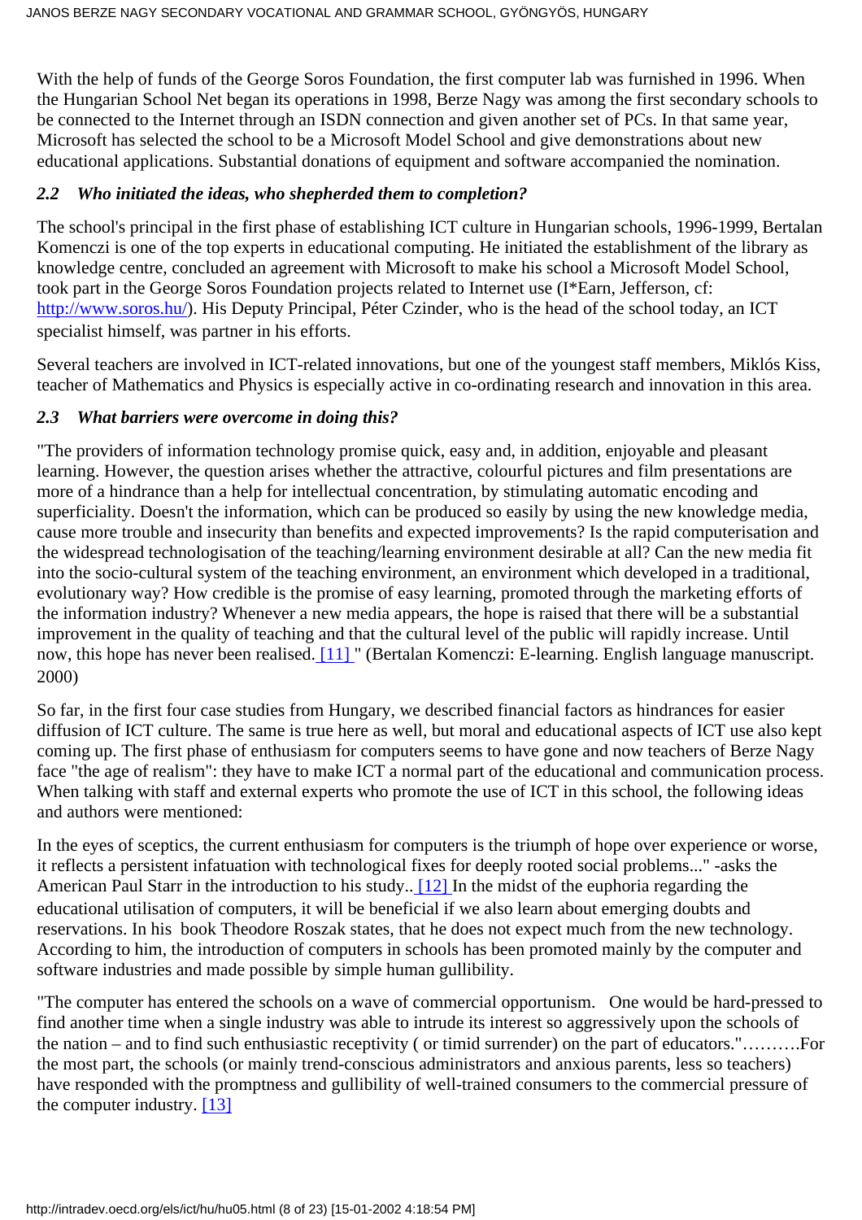With the help of funds of the George Soros Foundation, the first computer lab was furnished in 1996. When the Hungarian School Net began its operations in 1998, Berze Nagy was among the first secondary schools to be connected to the Internet through an ISDN connection and given another set of PCs. In that same year, Microsoft has selected the school to be a Microsoft Model School and give demonstrations about new educational applications. Substantial donations of equipment and software accompanied the nomination.

### *2.2 Who initiated the ideas, who shepherded them to completion?*

The school's principal in the first phase of establishing ICT culture in Hungarian schools, 1996-1999, Bertalan Komenczi is one of the top experts in educational computing. He initiated the establishment of the library as knowledge centre, concluded an agreement with Microsoft to make his school a Microsoft Model School, took part in the George Soros Foundation projects related to Internet use (I*Earn, Jefferson, cf: http://www.soros.hu/). His Deputy Principal, Péter Czinder, who is the head of the school today, an ICT specialist himself, was partner in his efforts.

Several teachers are involved in ICT-related innovations, but one of the youngest staff members, Miklós Kiss, teacher of Mathematics and Physics is especially active in co-ordinating research and innovation in this area.

### *2.3 What barriers were overcome in doing this?*

"The providers of information technology promise quick, easy and, in addition, enjoyable and pleasant learning. However, the question arises whether the attractive, colourful pictures and film presentations are more of a hindrance than a help for intellectual concentration, by stimulating automatic encoding and superficiality. Doesn't the information, which can be produced so easily by using the new knowledge media, cause more trouble and insecurity than benefits and expected improvements? Is the rapid computerisation and the widespread technologisation of the teaching/learning environment desirable at all? Can the new media fit into the socio-cultural system of the teaching environment, an environment which developed in a traditional, evolutionary way? How credible is the promise of easy learning, promoted through the marketing efforts of the information industry? Whenever a new media appears, the hope is raised that there will be a substantial improvement in the quality of teaching and that the cultural level of the public will rapidly increase. Until now, this hope has never been realised. [11] " (Bertalan Komenczi: E-learning. English language manuscript. 2000)

So far, in the first four case studies from Hungary, we described financial factors as hindrances for easier diffusion of ICT culture. The same is true here as well, but moral and educational aspects of ICT use also kept coming up. The first phase of enthusiasm for computers seems to have gone and now teachers of Berze Nagy face "the age of realism": they have to make ICT a normal part of the educational and communication process. When talking with staff and external experts who promote the use of ICT in this school, the following ideas and authors were mentioned:

In the eyes of sceptics, the current enthusiasm for computers is the triumph of hope over experience or worse, it reflects a persistent infatuation with technological fixes for deeply rooted social problems..." -asks the American Paul Starr in the introduction to his study.. [12] In the midst of the euphoria regarding the educational utilisation of computers, it will be beneficial if we also learn about emerging doubts and reservations. In his book Theodore Roszak states, that he does not expect much from the new technology. According to him, the introduction of computers in schools has been promoted mainly by the computer and software industries and made possible by simple human gullibility.

"The computer has entered the schools on a wave of commercial opportunism. One would be hard-pressed to find another time when a single industry was able to intrude its interest so aggressively upon the schools of the nation – and to find such enthusiastic receptivity ( or timid surrender) on the part of educators."……….For the most part, the schools (or mainly trend-conscious administrators and anxious parents, less so teachers) have responded with the promptness and gullibility of well-trained consumers to the commercial pressure of the computer industry. [13]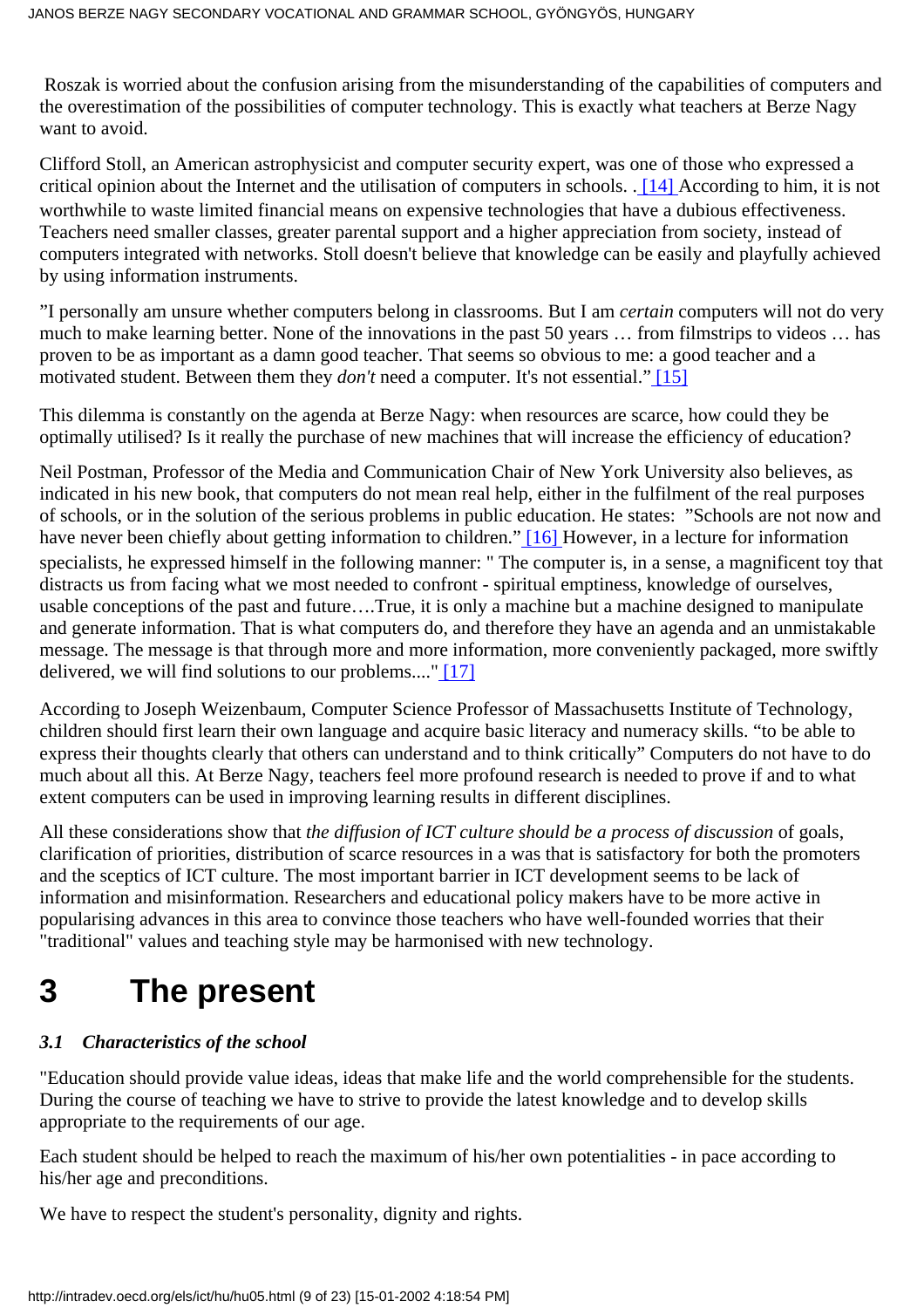Roszak is worried about the confusion arising from the misunderstanding of the capabilities of computers and the overestimation of the possibilities of computer technology. This is exactly what teachers at Berze Nagy want to avoid.

Clifford Stoll, an American astrophysicist and computer security expert, was one of those who expressed a critical opinion about the Internet and the utilisation of computers in schools. . [14] According to him, it is not worthwhile to waste limited financial means on expensive technologies that have a dubious effectiveness. Teachers need smaller classes, greater parental support and a higher appreciation from society, instead of computers integrated with networks. Stoll doesn't believe that knowledge can be easily and playfully achieved by using information instruments.

”I personally am unsure whether computers belong in classrooms. But I am *certain* computers will not do very much to make learning better. None of the innovations in the past 50 years … from filmstrips to videos … has proven to be as important as a damn good teacher. That seems so obvious to me: a good teacher and a motivated student. Between them they *don't* need a computer. It's not essential.” [15]

This dilemma is constantly on the agenda at Berze Nagy: when resources are scarce, how could they be optimally utilised? Is it really the purchase of new machines that will increase the efficiency of education?

Neil Postman, Professor of the Media and Communication Chair of New York University also believes, as indicated in his new book, that computers do not mean real help, either in the fulfilment of the real purposes of schools, or in the solution of the serious problems in public education. He states: ”Schools are not now and have never been chiefly about getting information to children.” [16] However, in a lecture for information specialists, he expressed himself in the following manner: " The computer is, in a sense, a magnificent toy that distracts us from facing what we most needed to confront - spiritual emptiness, knowledge of ourselves, usable conceptions of the past and future….True, it is only a machine but a machine designed to manipulate and generate information. That is what computers do, and therefore they have an agenda and an unmistakable message. The message is that through more and more information, more conveniently packaged, more swiftly delivered, we will find solutions to our problems...." [17]

According to Joseph Weizenbaum, Computer Science Professor of Massachusetts Institute of Technology, children should first learn their own language and acquire basic literacy and numeracy skills. “to be able to express their thoughts clearly that others can understand and to think critically” Computers do not have to do much about all this. At Berze Nagy, teachers feel more profound research is needed to prove if and to what extent computers can be used in improving learning results in different disciplines.

All these considerations show that *the diffusion of ICT culture should be a process of discussion* of goals, clarification of priorities, distribution of scarce resources in a was that is satisfactory for both the promoters and the sceptics of ICT culture. The most important barrier in ICT development seems to be lack of information and misinformation. Researchers and educational policy makers have to be more active in popularising advances in this area to convince those teachers who have well-founded worries that their "traditional" values and teaching style may be harmonised with new technology.

# 3 The present

### *3.1 Characteristics of the school*

"Education should provide value ideas, ideas that make life and the world comprehensible for the students. During the course of teaching we have to strive to provide the latest knowledge and to develop skills appropriate to the requirements of our age.

Each student should be helped to reach the maximum of his/her own potentialities - in pace according to his/her age and preconditions.

We have to respect the student's personality, dignity and rights.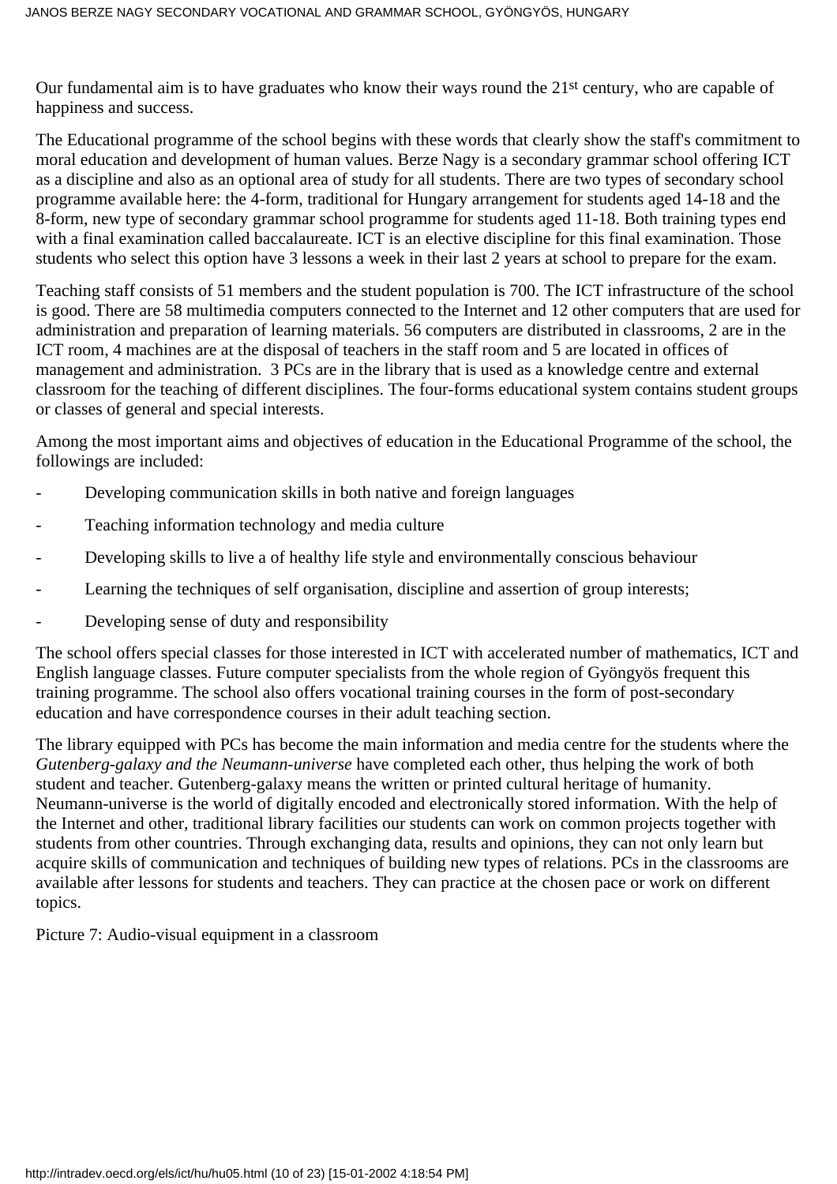Our fundamental aim is to have graduates who know their ways round the 21st century, who are capable of happiness and success.

The Educational programme of the school begins with these words that clearly show the staff's commitment to moral education and development of human values. Berze Nagy is a secondary grammar school offering ICT as a discipline and also as an optional area of study for all students. There are two types of secondary school programme available here: the 4-form, traditional for Hungary arrangement for students aged 14-18 and the 8-form, new type of secondary grammar school programme for students aged 11-18. Both training types end with a final examination called baccalaureate. ICT is an elective discipline for this final examination. Those students who select this option have 3 lessons a week in their last 2 years at school to prepare for the exam.

Teaching staff consists of 51 members and the student population is 700. The ICT infrastructure of the school is good. There are 58 multimedia computers connected to the Internet and 12 other computers that are used for administration and preparation of learning materials. 56 computers are distributed in classrooms, 2 are in the ICT room, 4 machines are at the disposal of teachers in the staff room and 5 are located in offices of management and administration. 3 PCs are in the library that is used as a knowledge centre and external classroom for the teaching of different disciplines. The four-forms educational system contains student groups or classes of general and special interests.

Among the most important aims and objectives of education in the Educational Programme of the school, the followings are included:

- Developing communication skills in both native and foreign languages
- Teaching information technology and media culture
- Developing skills to live a of healthy life style and environmentally conscious behaviour
- Learning the techniques of self organisation, discipline and assertion of group interests;
- Developing sense of duty and responsibility

The school offers special classes for those interested in ICT with accelerated number of mathematics, ICT and English language classes. Future computer specialists from the whole region of Gyöngyös frequent this training programme. The school also offers vocational training courses in the form of post-secondary education and have correspondence courses in their adult teaching section.

The library equipped with PCs has become the main information and media centre for the students where the *Gutenberg-galaxy and the Neumann-universe* have completed each other, thus helping the work of both student and teacher. Gutenberg-galaxy means the written or printed cultural heritage of humanity. Neumann-universe is the world of digitally encoded and electronically stored information. With the help of the Internet and other, traditional library facilities our students can work on common projects together with students from other countries. Through exchanging data, results and opinions, they can not only learn but acquire skills of communication and techniques of building new types of relations. PCs in the classrooms are available after lessons for students and teachers. They can practice at the chosen pace or work on different topics.

Picture 7: Audio-visual equipment in a classroom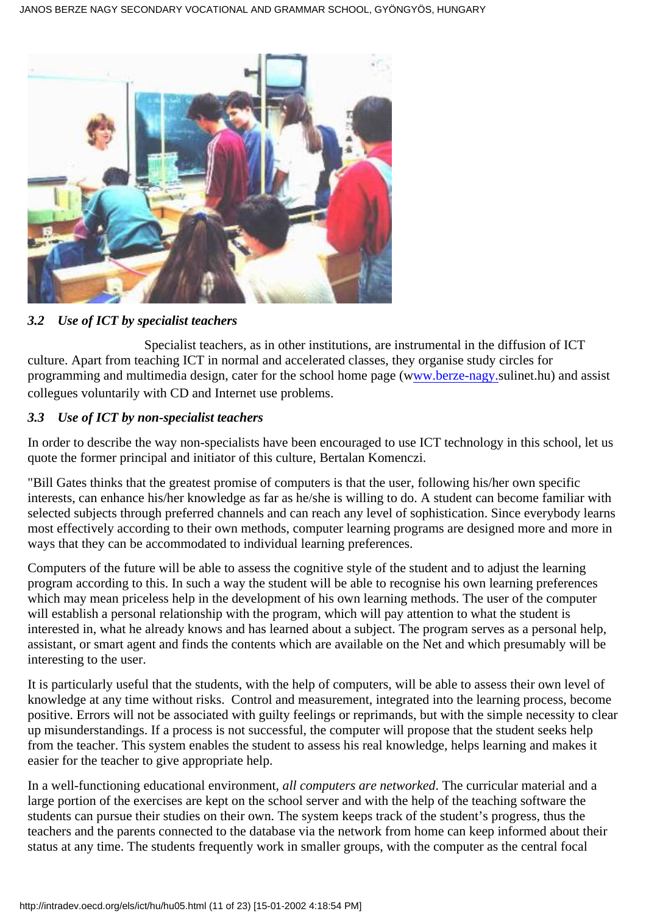### *3.2 Use of ICT by specialist teachers*

Specialist teachers, as in other institutions, are instrumental in the diffusion of ICT culture. Apart from teaching ICT in normal and accelerated classes, they organise study circles for programming and multimedia design, cater for the school home page (www.berze-nagy.sulinet.hu) and assist collegues voluntarily with CD and Internet use problems.

### *3.3 Use of ICT by non-specialist teachers*

In order to describe the way non-specialists have been encouraged to use ICT technology in this school, let us quote the former principal and initiator of this culture, Bertalan Komenczi.

"Bill Gates thinks that the greatest promise of computers is that the user, following his/her own specific interests, can enhance his/her knowledge as far as he/she is willing to do. A student can become familiar with selected subjects through preferred channels and can reach any level of sophistication. Since everybody learns most effectively according to their own methods, computer learning programs are designed more and more in ways that they can be accommodated to individual learning preferences.

Computers of the future will be able to assess the cognitive style of the student and to adjust the learning program according to this. In such a way the student will be able to recognise his own learning preferences which may mean priceless help in the development of his own learning methods. The user of the computer will establish a personal relationship with the program, which will pay attention to what the student is interested in, what he already knows and has learned about a subject. The program serves as a personal help, assistant, or smart agent and finds the contents which are available on the Net and which presumably will be interesting to the user.

It is particularly useful that the students, with the help of computers, will be able to assess their own level of knowledge at any time without risks. Control and measurement, integrated into the learning process, become positive. Errors will not be associated with guilty feelings or reprimands, but with the simple necessity to clear up misunderstandings. If a process is not successful, the computer will propose that the student seeks help from the teacher. This system enables the student to assess his real knowledge, helps learning and makes it easier for the teacher to give appropriate help.

In a well-functioning educational environment, *all computers are networked*. The curricular material and a large portion of the exercises are kept on the school server and with the help of the teaching software the students can pursue their studies on their own. The system keeps track of the student's progress, thus the teachers and the parents connected to the database via the network from home can keep informed about their status at any time. The students frequently work in smaller groups, with the computer as the central focal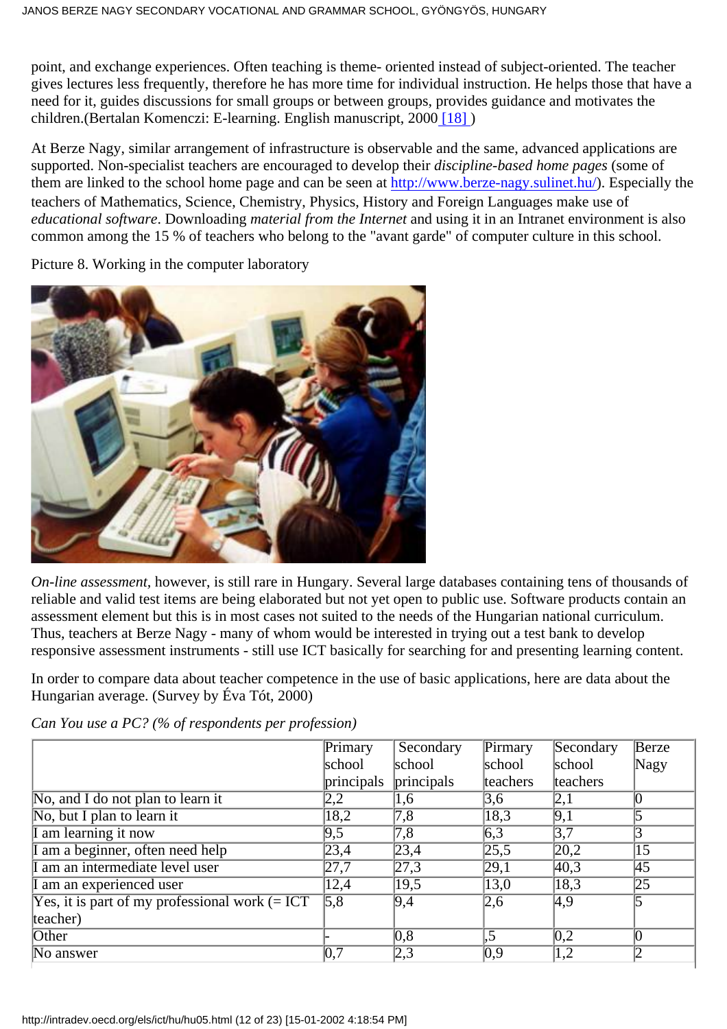point, and exchange experiences. Often teaching is theme- oriented instead of subject-oriented. The teacher gives lectures less frequently, therefore he has more time for individual instruction. He helps those that have a need for it, guides discussions for small groups or between groups, provides guidance and motivates the children.(Bertalan Komenczi: E-learning. English manuscript, 2000 [18] )

At Berze Nagy, similar arrangement of infrastructure is observable and the same, advanced applications are supported. Non-specialist teachers are encouraged to develop their *discipline-based home pages* (some of them are linked to the school home page and can be seen at http://www.berze-nagy.sulinet.hu/). Especially the teachers of Mathematics, Science, Chemistry, Physics, History and Foreign Languages make use of *educational software*. Downloading *material from the Internet* and using it in an Intranet environment is also common among the 15 % of teachers who belong to the "avant garde" of computer culture in this school.

Picture 8. Working in the computer laboratory

*On-line assessment*, however, is still rare in Hungary. Several large databases containing tens of thousands of reliable and valid test items are being elaborated but not yet open to public use. Software products contain an assessment element but this is in most cases not suited to the needs of the Hungarian national curriculum. Thus, teachers at Berze Nagy - many of whom would be interested in trying out a test bank to develop responsive assessment instruments - still use ICT basically for searching for and presenting learning content.

In order to compare data about teacher competence in the use of basic applications, here are data about the Hungarian average. (Survey by Éva Tót, 2000)

*Can You use a PC? (% of respondents per profession)*

| | Primary school principals | Secondary school principals | Pirmary school teachers | Secondary school teachers | Berze Nagy |
|---|---|---|---|---|---|
| No, and I do not plan to learn it | 2,2 | 1,6 | 3,6 | 2,1 | 0 |
| No, but I plan to learn it | 18,2 | 7,8 | 18,3 | 9,1 | 5 |
| I am learning it now | 9,5 | 7,8 | 6,3 | 3,7 | 3 |
| I am a beginner, often need help | 23,4 | 23,4 | 25,5 | 20,2 | 15 |
| I am an intermediate level user | 27,7 | 27,3 | 29,1 | 40,3 | 45 |
| I am an experienced user | 12,4 | 19,5 | 13,0 | 18,3 | 25 |
| Yes, it is part of my professional work (= ICT teacher) | 5,8 | 9,4 | 2,6 | 4,9 | 5 |
| Other | - | 0,8 | ,5 | 0,2 | 0 |
| No answer | 0,7 | 2,3 | 0,9 | 1,2 | 2 |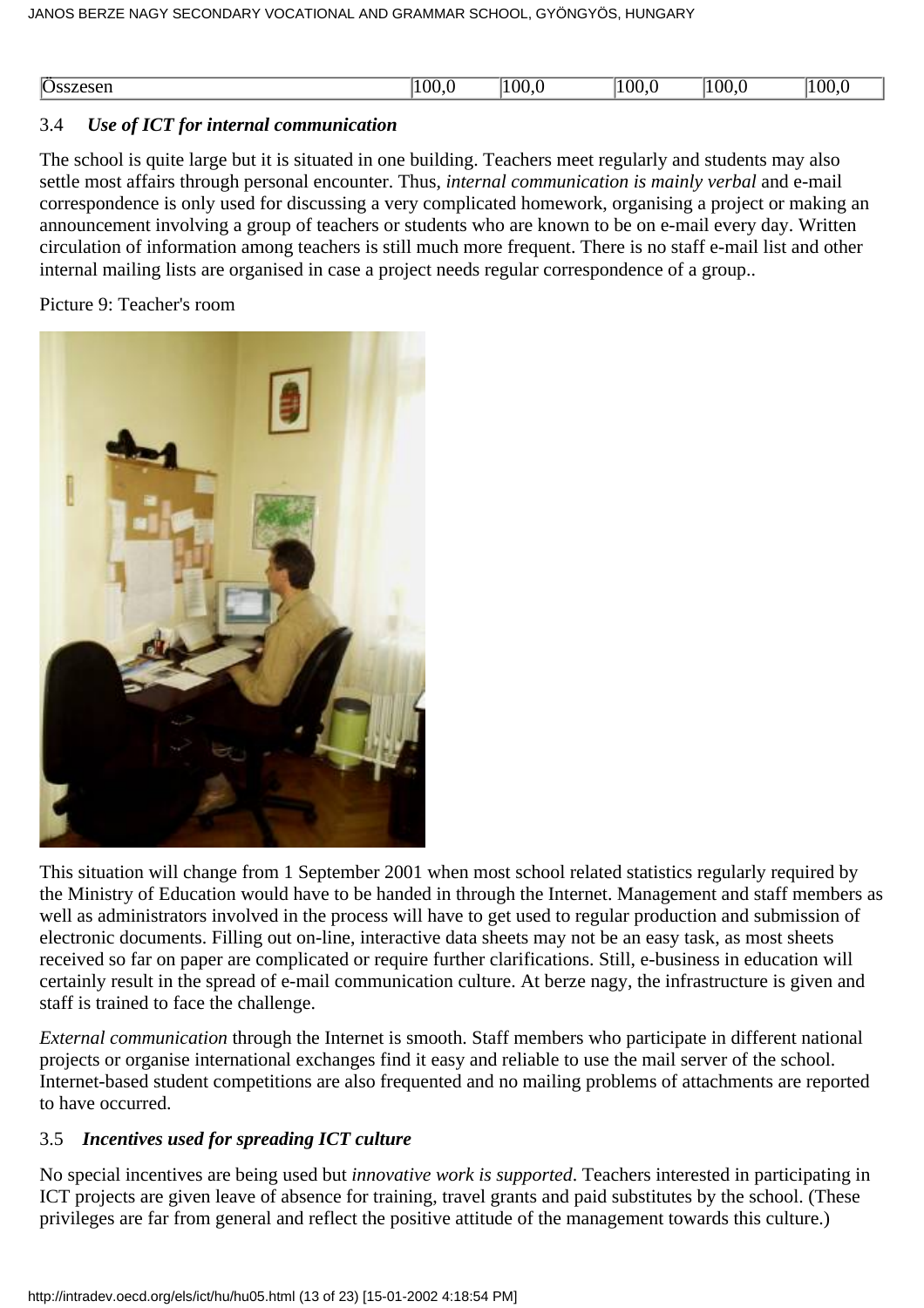| Összesen | 100,0 | 100,0 | 100,0 | 100,0 | 100,0 |
|---|---|---|---|---|---|

### 3.4 *Use of ICT for internal communication*

The school is quite large but it is situated in one building. Teachers meet regularly and students may also settle most affairs through personal encounter. Thus, *internal communication is mainly verbal* and e-mail correspondence is only used for discussing a very complicated homework, organising a project or making an announcement involving a group of teachers or students who are known to be on e-mail every day. Written circulation of information among teachers is still much more frequent. There is no staff e-mail list and other internal mailing lists are organised in case a project needs regular correspondence of a group..

Picture 9: Teacher's room

This situation will change from 1 September 2001 when most school related statistics regularly required by the Ministry of Education would have to be handed in through the Internet. Management and staff members as well as administrators involved in the process will have to get used to regular production and submission of electronic documents. Filling out on-line, interactive data sheets may not be an easy task, as most sheets received so far on paper are complicated or require further clarifications. Still, e-business in education will certainly result in the spread of e-mail communication culture. At berze nagy, the infrastructure is given and staff is trained to face the challenge.

*External communication* through the Internet is smooth. Staff members who participate in different national projects or organise international exchanges find it easy and reliable to use the mail server of the school. Internet-based student competitions are also frequented and no mailing problems of attachments are reported to have occurred.

### 3.5 *Incentives used for spreading ICT culture*

No special incentives are being used but *innovative work is supported*. Teachers interested in participating in ICT projects are given leave of absence for training, travel grants and paid substitutes by the school. (These privileges are far from general and reflect the positive attitude of the management towards this culture.)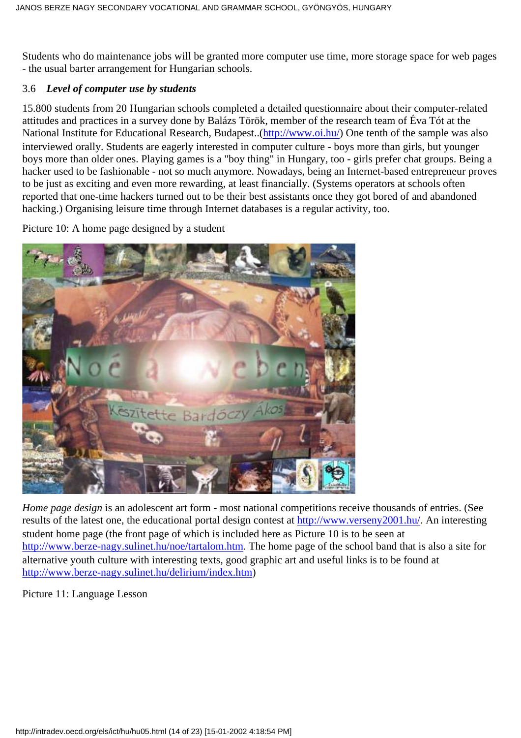Students who do maintenance jobs will be granted more computer use time, more storage space for web pages - the usual barter arrangement for Hungarian schools.

### 3.6 *Level of computer use by students*

15.800 students from 20 Hungarian schools completed a detailed questionnaire about their computer-related attitudes and practices in a survey done by Balázs Török, member of the research team of Éva Tót at the National Institute for Educational Research, Budapest..(http://www.oi.hu/) One tenth of the sample was also interviewed orally. Students are eagerly interested in computer culture - boys more than girls, but younger boys more than older ones. Playing games is a "boy thing" in Hungary, too - girls prefer chat groups. Being a hacker used to be fashionable - not so much anymore. Nowadays, being an Internet-based entrepreneur proves to be just as exciting and even more rewarding, at least financially. (Systems operators at schools often reported that one-time hackers turned out to be their best assistants once they got bored of and abandoned hacking.) Organising leisure time through Internet databases is a regular activity, too.

Picture 10: A home page designed by a student

*Home page design* is an adolescent art form - most national competitions receive thousands of entries. (See results of the latest one, the educational portal design contest at http://www.verseny2001.hu/. An interesting student home page (the front page of which is included here as Picture 10 is to be seen at http://www.berze-nagy.sulinet.hu/noe/tartalom.htm. The home page of the school band that is also a site for alternative youth culture with interesting texts, good graphic art and useful links is to be found at http://www.berze-nagy.sulinet.hu/delirium/index.htm)

Picture 11: Language Lesson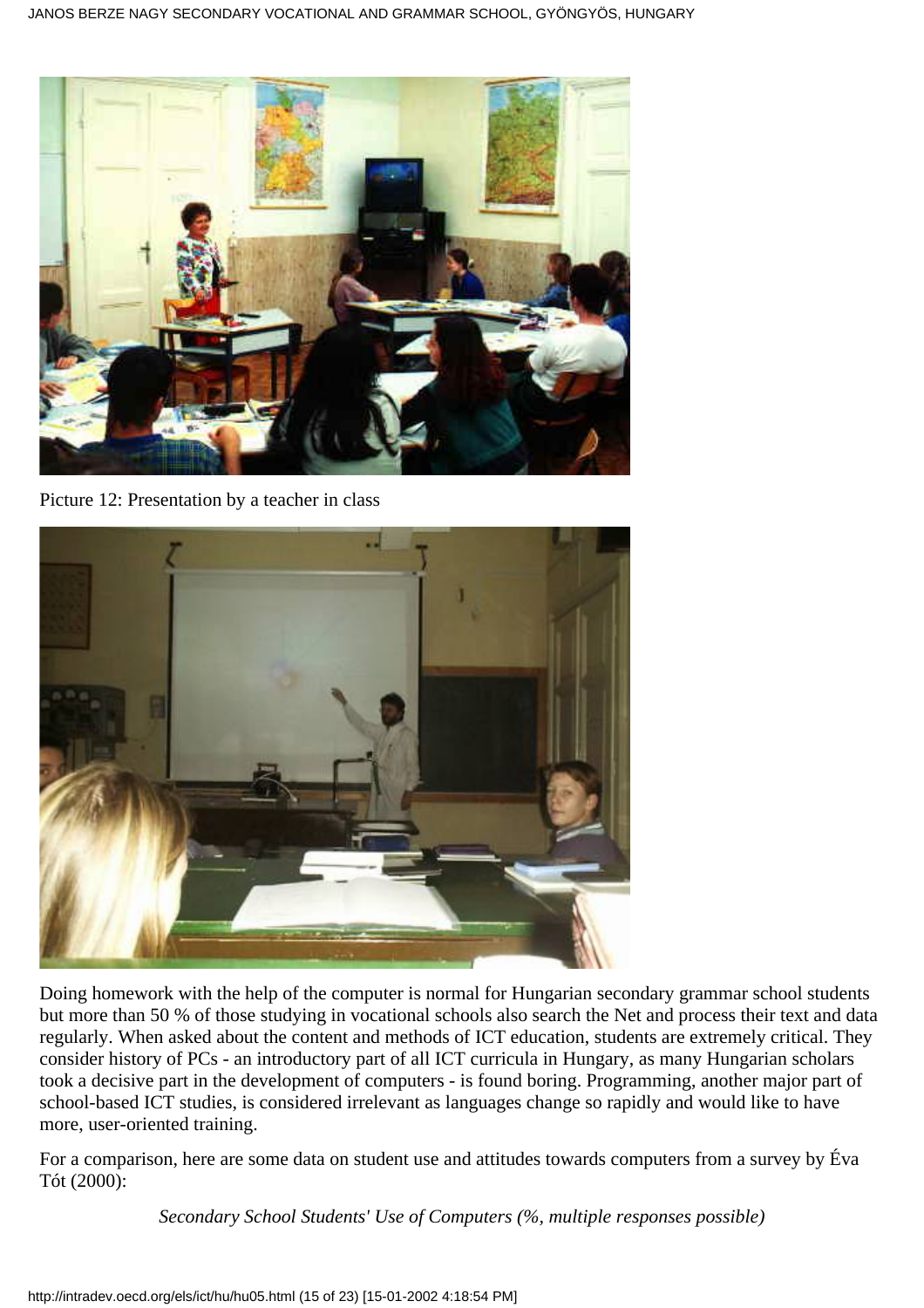Picture 12: Presentation by a teacher in class

Doing homework with the help of the computer is normal for Hungarian secondary grammar school students but more than 50 % of those studying in vocational schools also search the Net and process their text and data regularly. When asked about the content and methods of ICT education, students are extremely critical. They consider history of PCs - an introductory part of all ICT curricula in Hungary, as many Hungarian scholars took a decisive part in the development of computers - is found boring. Programming, another major part of school-based ICT studies, is considered irrelevant as languages change so rapidly and would like to have more, user-oriented training.

For a comparison, here are some data on student use and attitudes towards computers from a survey by Éva Tót (2000):

*Secondary School Students' Use of Computers (%, multiple responses possible)*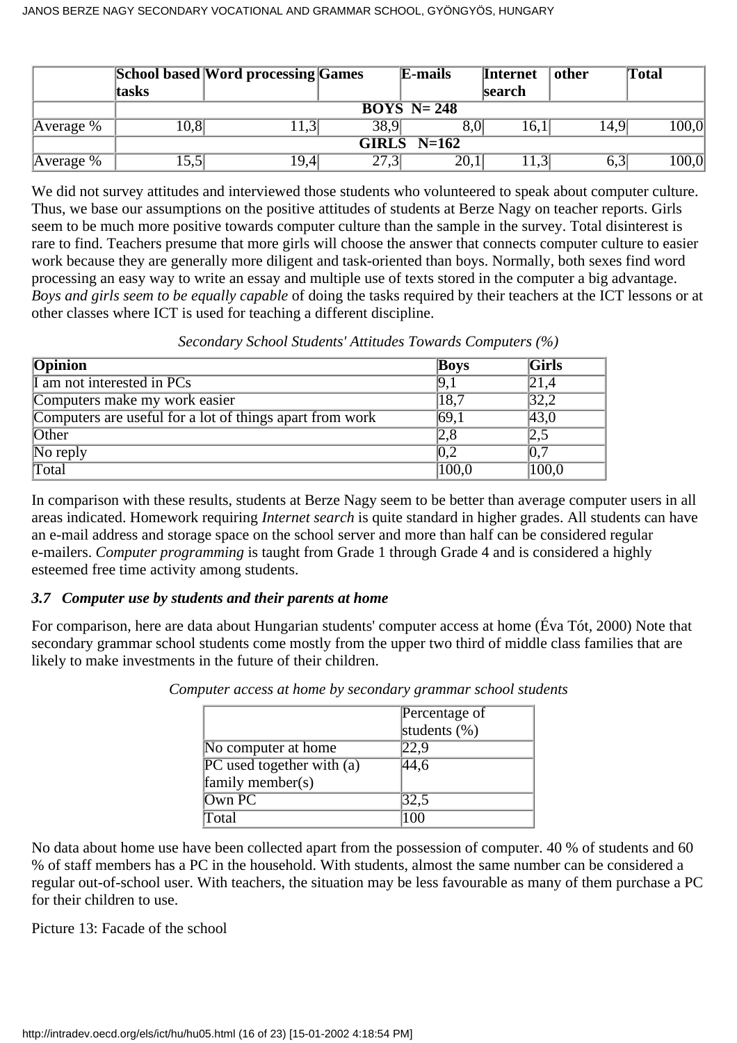| | School based tasks | Word processing | Games | E-mails | Internet search | other | Total |
|---|---|---|---|---|---|---|---|
| | BOYS N= 248 | | | | | | |
| Average % | 10,8 | 11,3 | 38,9 | 8,0 | 16,1 | 14,9 | 100,0 |
| | GIRLS N=162 | | | | | | |
| Average % | 15,5 | 19,4 | 27,3 | 20,1 | 11,3 | 6,3 | 100,0 |

We did not survey attitudes and interviewed those students who volunteered to speak about computer culture. Thus, we base our assumptions on the positive attitudes of students at Berze Nagy on teacher reports. Girls seem to be much more positive towards computer culture than the sample in the survey. Total disinterest is rare to find. Teachers presume that more girls will choose the answer that connects computer culture to easier work because they are generally more diligent and task-oriented than boys. Normally, both sexes find word processing an easy way to write an essay and multiple use of texts stored in the computer a big advantage. *Boys and girls seem to be equally capable* of doing the tasks required by their teachers at the ICT lessons or at other classes where ICT is used for teaching a different discipline.

*Secondary School Students' Attitudes Towards Computers (%)*

| Opinion | Boys | Girls |
|---|---|---|
| I am not interested in PCs | 9,1 | 21,4 |
| Computers make my work easier | 18,7 | 32,2 |
| Computers are useful for a lot of things apart from work | 69,1 | 43,0 |
| Other | 2,8 | 2,5 |
| No reply | 0,2 | 0,7 |
| Total | 100,0 | 100,0 |

In comparison with these results, students at Berze Nagy seem to be better than average computer users in all areas indicated. Homework requiring *Internet search* is quite standard in higher grades. All students can have an e-mail address and storage space on the school server and more than half can be considered regular e-mailers. *Computer programming* is taught from Grade 1 through Grade 4 and is considered a highly esteemed free time activity among students.

### *3.7 Computer use by students and their parents at home*

For comparison, here are data about Hungarian students' computer access at home (Éva Tót, 2000) Note that secondary grammar school students come mostly from the upper two third of middle class families that are likely to make investments in the future of their children.

*Computer access at home by secondary grammar school students*

| | Percentage of students (%) |
|---|---|
| No computer at home | 22,9 |
| PC used together with (a) family member(s) | 44,6 |
| Own PC | 32,5 |
| Total | 100 |

No data about home use have been collected apart from the possession of computer. 40 % of students and 60 % of staff members has a PC in the household. With students, almost the same number can be considered a regular out-of-school user. With teachers, the situation may be less favourable as many of them purchase a PC for their children to use.

Picture 13: Facade of the school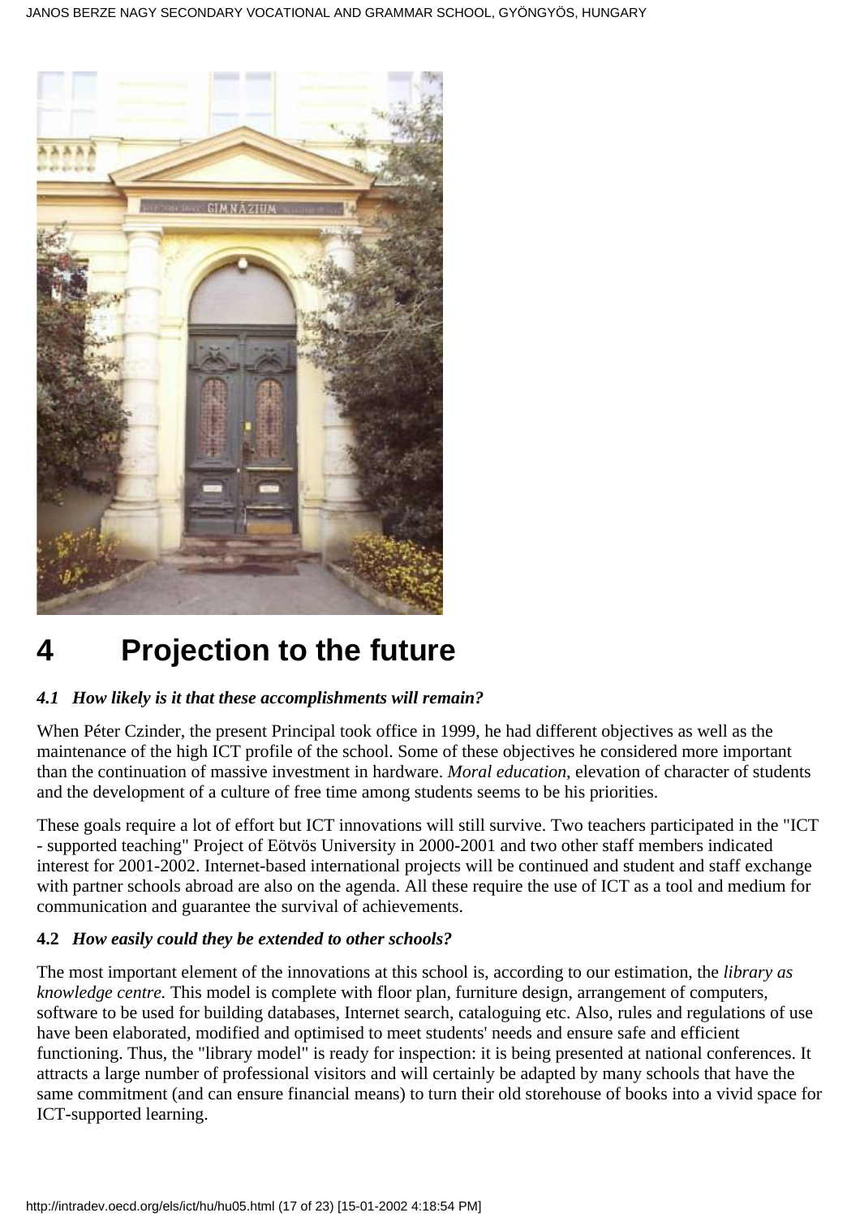# 4 Projection to the future

#### *4.1 How likely is it that these accomplishments will remain?*

When Péter Czinder, the present Principal took office in 1999, he had different objectives as well as the maintenance of the high ICT profile of the school. Some of these objectives he considered more important than the continuation of massive investment in hardware. *Moral education*, elevation of character of students and the development of a culture of free time among students seems to be his priorities.

These goals require a lot of effort but ICT innovations will still survive. Two teachers participated in the "ICT - supported teaching" Project of Eötvös University in 2000-2001 and two other staff members indicated interest for 2001-2002. Internet-based international projects will be continued and student and staff exchange with partner schools abroad are also on the agenda. All these require the use of ICT as a tool and medium for communication and guarantee the survival of achievements.

#### **4.2** *How easily could they be extended to other schools?*

The most important element of the innovations at this school is, according to our estimation, the *library as knowledge centre.* This model is complete with floor plan, furniture design, arrangement of computers, software to be used for building databases, Internet search, cataloguing etc. Also, rules and regulations of use have been elaborated, modified and optimised to meet students' needs and ensure safe and efficient functioning. Thus, the "library model" is ready for inspection: it is being presented at national conferences. It attracts a large number of professional visitors and will certainly be adapted by many schools that have the same commitment (and can ensure financial means) to turn their old storehouse of books into a vivid space for ICT-supported learning.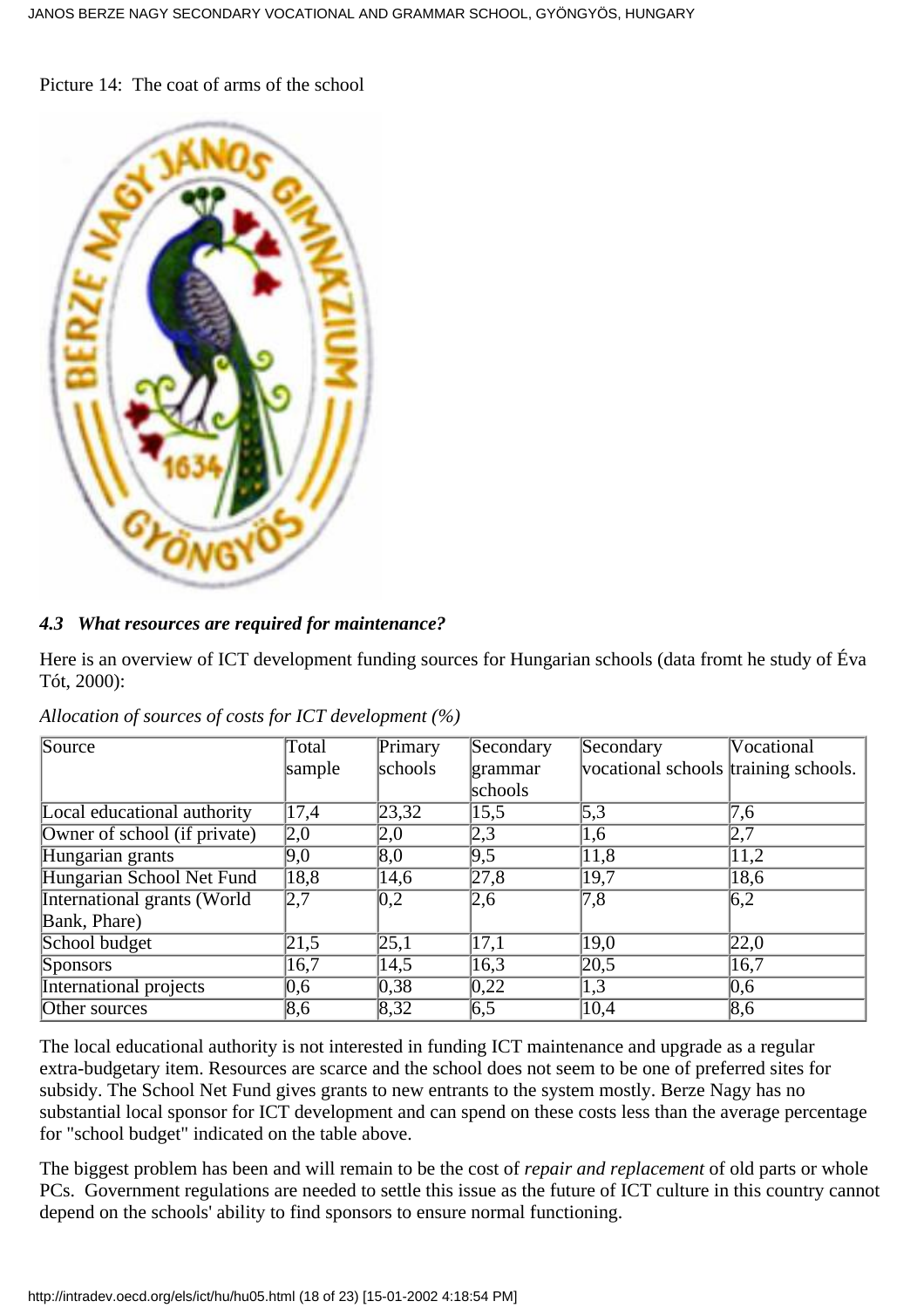Picture 14: The coat of arms of the school

### *4.3 What resources are required for maintenance?*

Here is an overview of ICT development funding sources for Hungarian schools (data fromt he study of Éva Tót, 2000):

*Allocation of sources of costs for ICT development (%)*

| Source | Total sample | Primary schools | Secondary grammar schools | Secondary vocational schools | Vocational training schools. |
|---|---|---|---|---|---|
| Local educational authority | 17,4 | 23,32 | 15,5 | 5,3 | 7,6 |
| Owner of school (if private) | 2,0 | 2,0 | 2,3 | 1,6 | 2,7 |
| Hungarian grants | 9,0 | 8,0 | 9,5 | 11,8 | 11,2 |
| Hungarian School Net Fund | 18,8 | 14,6 | 27,8 | 19,7 | 18,6 |
| International grants (World Bank, Phare) | 2,7 | 0,2 | 2,6 | 7,8 | 6,2 |
| School budget | 21,5 | 25,1 | 17,1 | 19,0 | 22,0 |
| Sponsors | 16,7 | 14,5 | 16,3 | 20,5 | 16,7 |
| International projects | 0,6 | 0,38 | 0,22 | 1,3 | 0,6 |
| Other sources | 8,6 | 8,32 | 6,5 | 10,4 | 8,6 |

The local educational authority is not interested in funding ICT maintenance and upgrade as a regular extra-budgetary item. Resources are scarce and the school does not seem to be one of preferred sites for subsidy. The School Net Fund gives grants to new entrants to the system mostly. Berze Nagy has no substantial local sponsor for ICT development and can spend on these costs less than the average percentage for "school budget" indicated on the table above.

The biggest problem has been and will remain to be the cost of *repair and replacement* of old parts or whole PCs. Government regulations are needed to settle this issue as the future of ICT culture in this country cannot depend on the schools' ability to find sponsors to ensure normal functioning.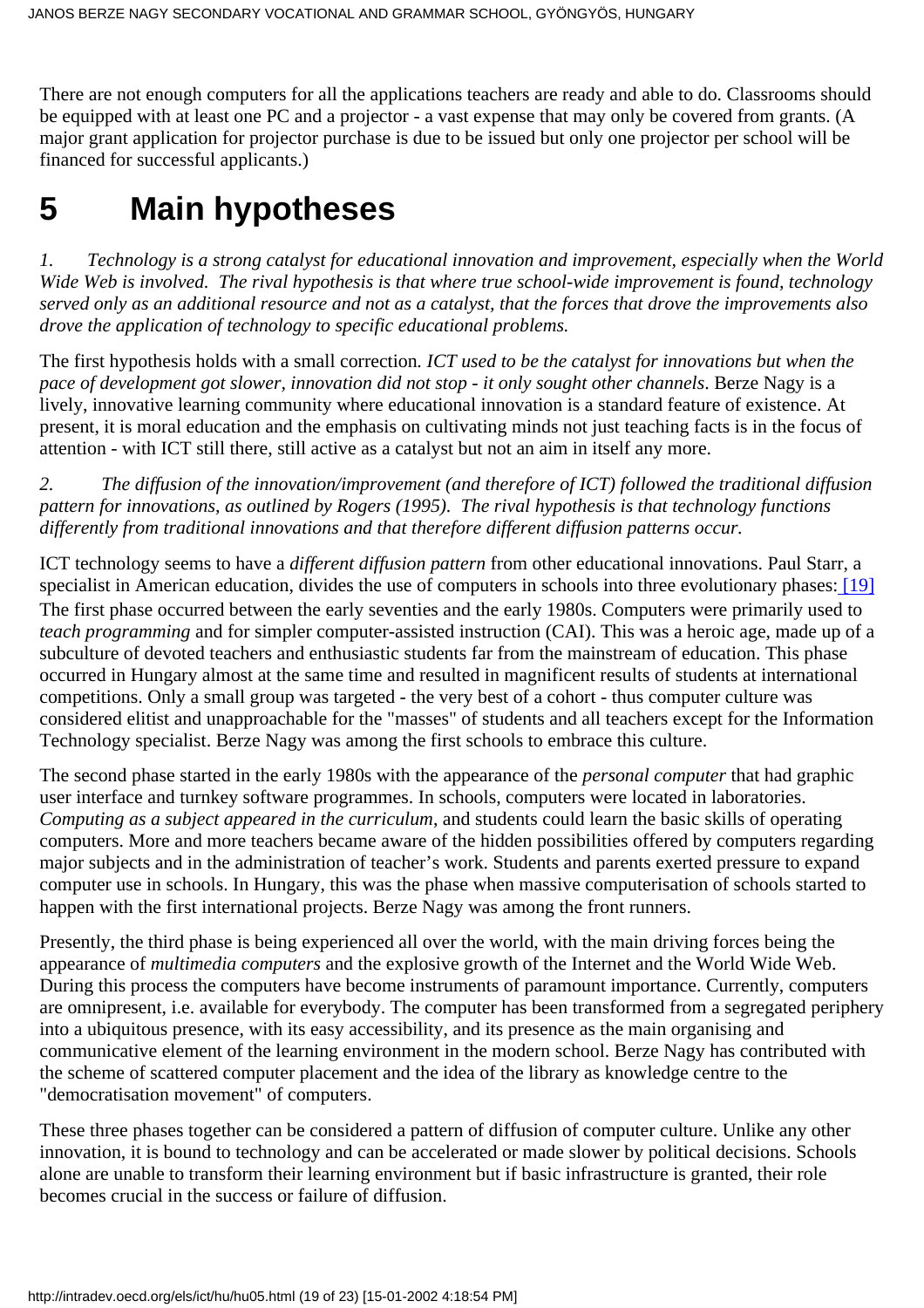There are not enough computers for all the applications teachers are ready and able to do. Classrooms should be equipped with at least one PC and a projector - a vast expense that may only be covered from grants. (A major grant application for projector purchase is due to be issued but only one projector per school will be financed for successful applicants.)

# 5 Main hypotheses

*1. Technology is a strong catalyst for educational innovation and improvement, especially when the World Wide Web is involved. The rival hypothesis is that where true school-wide improvement is found, technology served only as an additional resource and not as a catalyst, that the forces that drove the improvements also drove the application of technology to specific educational problems.*

The first hypothesis holds with a small correction. *ICT used to be the catalyst for innovations but when the pace of development got slower, innovation did not stop - it only sought other channels*. Berze Nagy is a lively, innovative learning community where educational innovation is a standard feature of existence. At present, it is moral education and the emphasis on cultivating minds not just teaching facts is in the focus of attention - with ICT still there, still active as a catalyst but not an aim in itself any more.

*2. The diffusion of the innovation/improvement (and therefore of ICT) followed the traditional diffusion pattern for innovations, as outlined by Rogers (1995). The rival hypothesis is that technology functions differently from traditional innovations and that therefore different diffusion patterns occur.*

ICT technology seems to have a *different diffusion pattern* from other educational innovations. Paul Starr, a specialist in American education, divides the use of computers in schools into three evolutionary phases: [19] The first phase occurred between the early seventies and the early 1980s. Computers were primarily used to *teach programming* and for simpler computer-assisted instruction (CAI). This was a heroic age, made up of a subculture of devoted teachers and enthusiastic students far from the mainstream of education. This phase occurred in Hungary almost at the same time and resulted in magnificent results of students at international competitions. Only a small group was targeted - the very best of a cohort - thus computer culture was considered elitist and unapproachable for the "masses" of students and all teachers except for the Information Technology specialist. Berze Nagy was among the first schools to embrace this culture.

The second phase started in the early 1980s with the appearance of the *personal computer* that had graphic user interface and turnkey software programmes. In schools, computers were located in laboratories. *Computing as a subject appeared in the curriculum*, and students could learn the basic skills of operating computers. More and more teachers became aware of the hidden possibilities offered by computers regarding major subjects and in the administration of teacher's work. Students and parents exerted pressure to expand computer use in schools. In Hungary, this was the phase when massive computerisation of schools started to happen with the first international projects. Berze Nagy was among the front runners.

Presently, the third phase is being experienced all over the world, with the main driving forces being the appearance of *multimedia computers* and the explosive growth of the Internet and the World Wide Web. During this process the computers have become instruments of paramount importance. Currently, computers are omnipresent, i.e. available for everybody. The computer has been transformed from a segregated periphery into a ubiquitous presence, with its easy accessibility, and its presence as the main organising and communicative element of the learning environment in the modern school. Berze Nagy has contributed with the scheme of scattered computer placement and the idea of the library as knowledge centre to the "democratisation movement" of computers.

These three phases together can be considered a pattern of diffusion of computer culture. Unlike any other innovation, it is bound to technology and can be accelerated or made slower by political decisions. Schools alone are unable to transform their learning environment but if basic infrastructure is granted, their role becomes crucial in the success or failure of diffusion.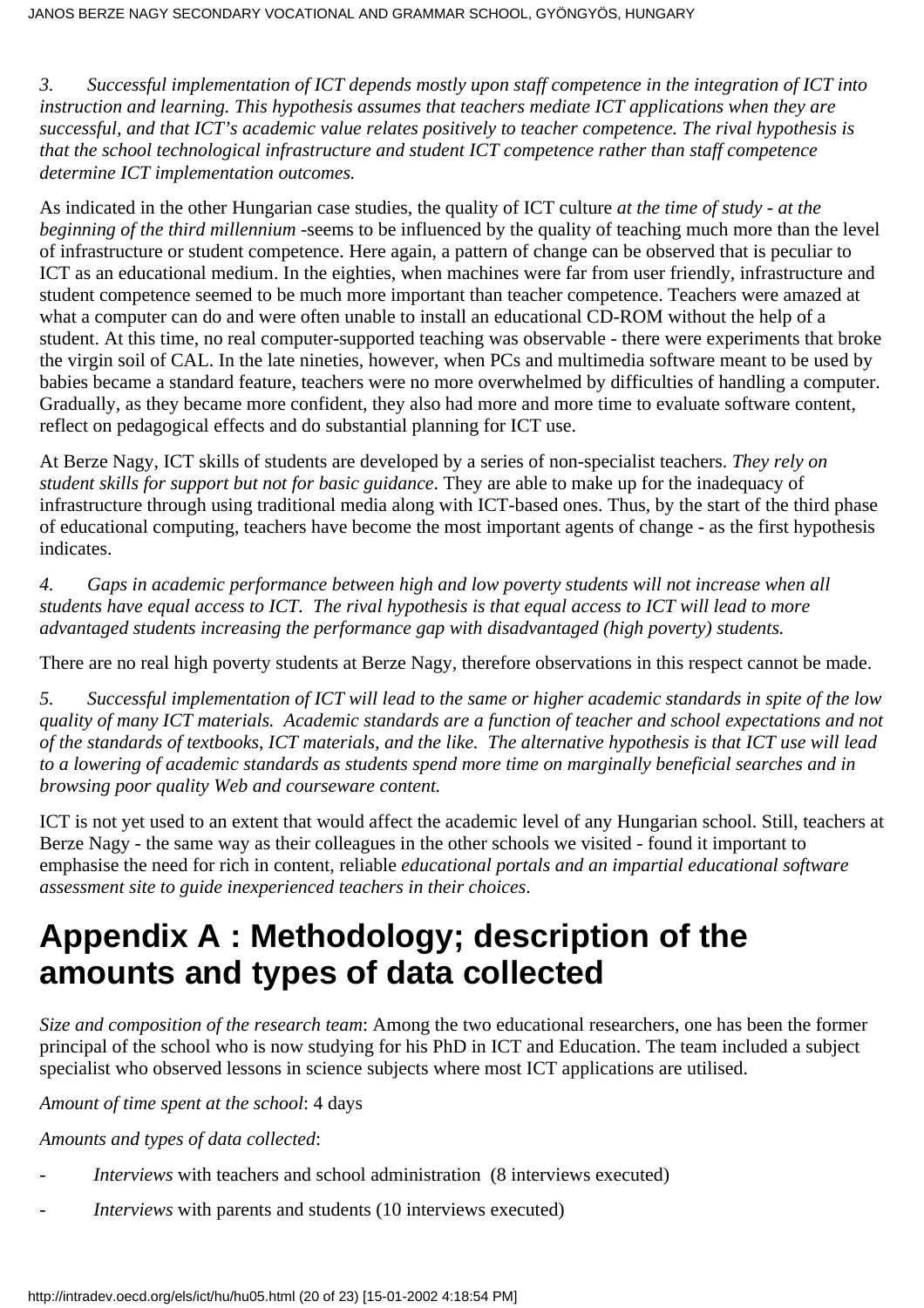*3. Successful implementation of ICT depends mostly upon staff competence in the integration of ICT into instruction and learning. This hypothesis assumes that teachers mediate ICT applications when they are successful, and that ICT's academic value relates positively to teacher competence. The rival hypothesis is that the school technological infrastructure and student ICT competence rather than staff competence determine ICT implementation outcomes.*

As indicated in the other Hungarian case studies, the quality of ICT culture *at the time of study - at the beginning of the third millennium* -seems to be influenced by the quality of teaching much more than the level of infrastructure or student competence. Here again, a pattern of change can be observed that is peculiar to ICT as an educational medium. In the eighties, when machines were far from user friendly, infrastructure and student competence seemed to be much more important than teacher competence. Teachers were amazed at what a computer can do and were often unable to install an educational CD-ROM without the help of a student. At this time, no real computer-supported teaching was observable - there were experiments that broke the virgin soil of CAL. In the late nineties, however, when PCs and multimedia software meant to be used by babies became a standard feature, teachers were no more overwhelmed by difficulties of handling a computer. Gradually, as they became more confident, they also had more and more time to evaluate software content, reflect on pedagogical effects and do substantial planning for ICT use.

At Berze Nagy, ICT skills of students are developed by a series of non-specialist teachers. *They rely on student skills for support but not for basic guidance*. They are able to make up for the inadequacy of infrastructure through using traditional media along with ICT-based ones. Thus, by the start of the third phase of educational computing, teachers have become the most important agents of change - as the first hypothesis indicates.

*4. Gaps in academic performance between high and low poverty students will not increase when all students have equal access to ICT. The rival hypothesis is that equal access to ICT will lead to more advantaged students increasing the performance gap with disadvantaged (high poverty) students.*

There are no real high poverty students at Berze Nagy, therefore observations in this respect cannot be made.

*5. Successful implementation of ICT will lead to the same or higher academic standards in spite of the low quality of many ICT materials. Academic standards are a function of teacher and school expectations and not of the standards of textbooks, ICT materials, and the like. The alternative hypothesis is that ICT use will lead to a lowering of academic standards as students spend more time on marginally beneficial searches and in browsing poor quality Web and courseware content.*

ICT is not yet used to an extent that would affect the academic level of any Hungarian school. Still, teachers at Berze Nagy - the same way as their colleagues in the other schools we visited - found it important to emphasise the need for rich in content, reliable *educational portals and an impartial educational software assessment site to guide inexperienced teachers in their choices*.

# Appendix A : Methodology; description of the amounts and types of data collected

*Size and composition of the research team*: Among the two educational researchers, one has been the former principal of the school who is now studying for his PhD in ICT and Education. The team included a subject specialist who observed lessons in science subjects where most ICT applications are utilised.

*Amount of time spent at the school*: 4 days

*Amounts and types of data collected*:

- *Interviews* with teachers and school administration (8 interviews executed)
- *Interviews* with parents and students (10 interviews executed)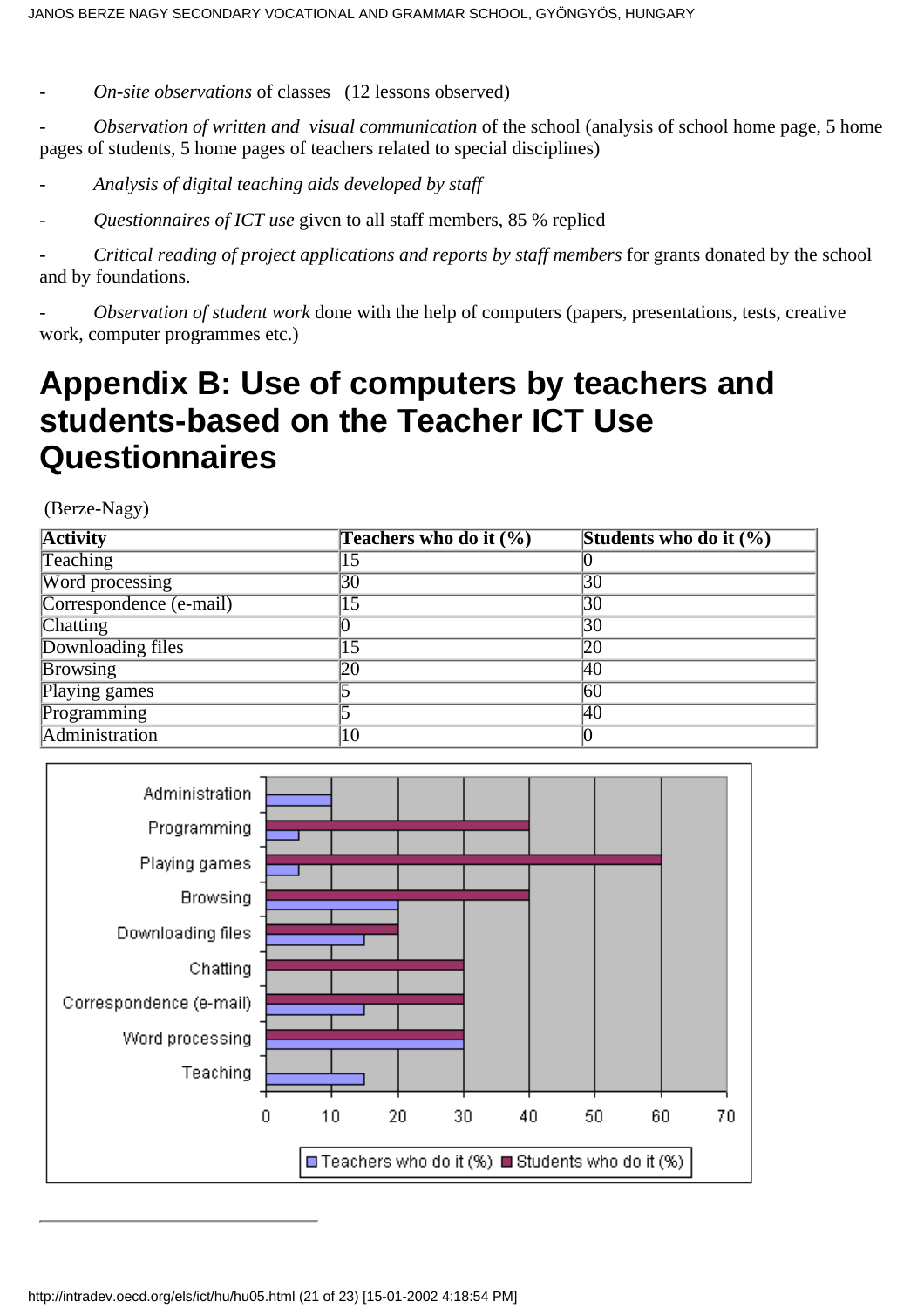- *On-site observations* of classes (12 lessons observed)

- *Observation of written and visual communication* of the school (analysis of school home page, 5 home pages of students, 5 home pages of teachers related to special disciplines)

- *Analysis of digital teaching aids developed by staff*

- *Questionnaires of ICT use* given to all staff members, 85 % replied

- *Critical reading of project applications and reports by staff members* for grants donated by the school and by foundations.

- *Observation of student work* done with the help of computers (papers, presentations, tests, creative work, computer programmes etc.)

# Appendix B: Use of computers by teachers and students-based on the Teacher ICT Use Questionnaires

(Berze-Nagy)

| Activity | Teachers who do it (%) | Students who do it (%) |
|---|---|---|
| Teaching | 15 | 0 |
| Word processing | 30 | 30 |
| Correspondence (e-mail) | 15 | 30 |
| Chatting | 0 | 30 |
| Downloading files | 15 | 20 |
| Browsing | 20 | 40 |
| Playing games | 5 | 60 |
| Programming | 5 | 40 |
| Administration | 10 | 0 |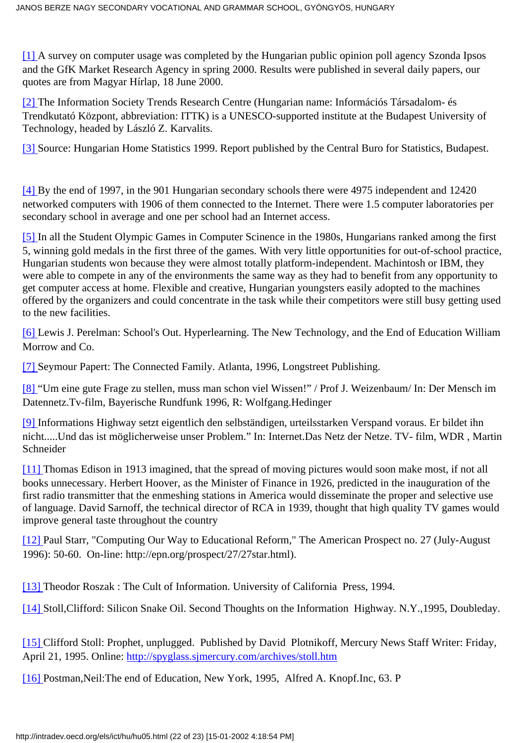[1] A survey on computer usage was completed by the Hungarian public opinion poll agency Szonda Ipsos and the GfK Market Research Agency in spring 2000. Results were published in several daily papers, our quotes are from Magyar Hírlap, 18 June 2000.

[2] The Information Society Trends Research Centre (Hungarian name: Információs Társadalom- és Trendkutató Központ, abbreviation: ITTK) is a UNESCO-supported institute at the Budapest University of Technology, headed by László Z. Karvalits.

[3] Source: Hungarian Home Statistics 1999. Report published by the Central Buro for Statistics, Budapest.

[4] By the end of 1997, in the 901 Hungarian secondary schools there were 4975 independent and 12420 networked computers with 1906 of them connected to the Internet. There were 1.5 computer laboratories per secondary school in average and one per school had an Internet access.

[5] In all the Student Olympic Games in Computer Scinence in the 1980s, Hungarians ranked among the first 5, winning gold medals in the first three of the games. With very little opportunities for out-of-school practice, Hungarian students won because they were almost totally platform-independent. Machintosh or IBM, they were able to compete in any of the environments the same way as they had to benefit from any opportunity to get computer access at home. Flexible and creative, Hungarian youngsters easily adopted to the machines offered by the organizers and could concentrate in the task while their competitors were still busy getting used to the new facilities.

[6] Lewis J. Perelman: School's Out. Hyperlearning. The New Technology, and the End of Education William Morrow and Co.

[7] Seymour Papert: The Connected Family. Atlanta, 1996, Longstreet Publishing.

[8] "Um eine gute Frage zu stellen, muss man schon viel Wissen!" / Prof J. Weizenbaum/ In: Der Mensch im Datennetz.Tv-film, Bayerische Rundfunk 1996, R: Wolfgang.Hedinger

[9] Informations Highway setzt eigentlich den selbständigen, urteilsstarken Verspand voraus. Er bildet ihn nicht.....Und das ist möglicherweise unser Problem." In: Internet.Das Netz der Netze. TV- film, WDR , Martin Schneider

[11] Thomas Edison in 1913 imagined, that the spread of moving pictures would soon make most, if not all books unnecessary. Herbert Hoover, as the Minister of Finance in 1926, predicted in the inauguration of the first radio transmitter that the enmeshing stations in America would disseminate the proper and selective use of language. David Sarnoff, the technical director of RCA in 1939, thought that high quality TV games would improve general taste throughout the country

[12] Paul Starr, "Computing Our Way to Educational Reform," The American Prospect no. 27 (July-August 1996): 50-60. On-line: http://epn.org/prospect/27/27star.html).

[13] Theodor Roszak : The Cult of Information. University of California Press, 1994.

[14] Stoll,Clifford: Silicon Snake Oil. Second Thoughts on the Information Highway. N.Y.,1995, Doubleday.

[15] Clifford Stoll: Prophet, unplugged. Published by David Plotnikoff, Mercury News Staff Writer: Friday, April 21, 1995. Online: http://spyglass.sjmercury.com/archives/stoll.htm

[16] Postman,Neil:The end of Education, New York, 1995, Alfred A. Knopf.Inc, 63. P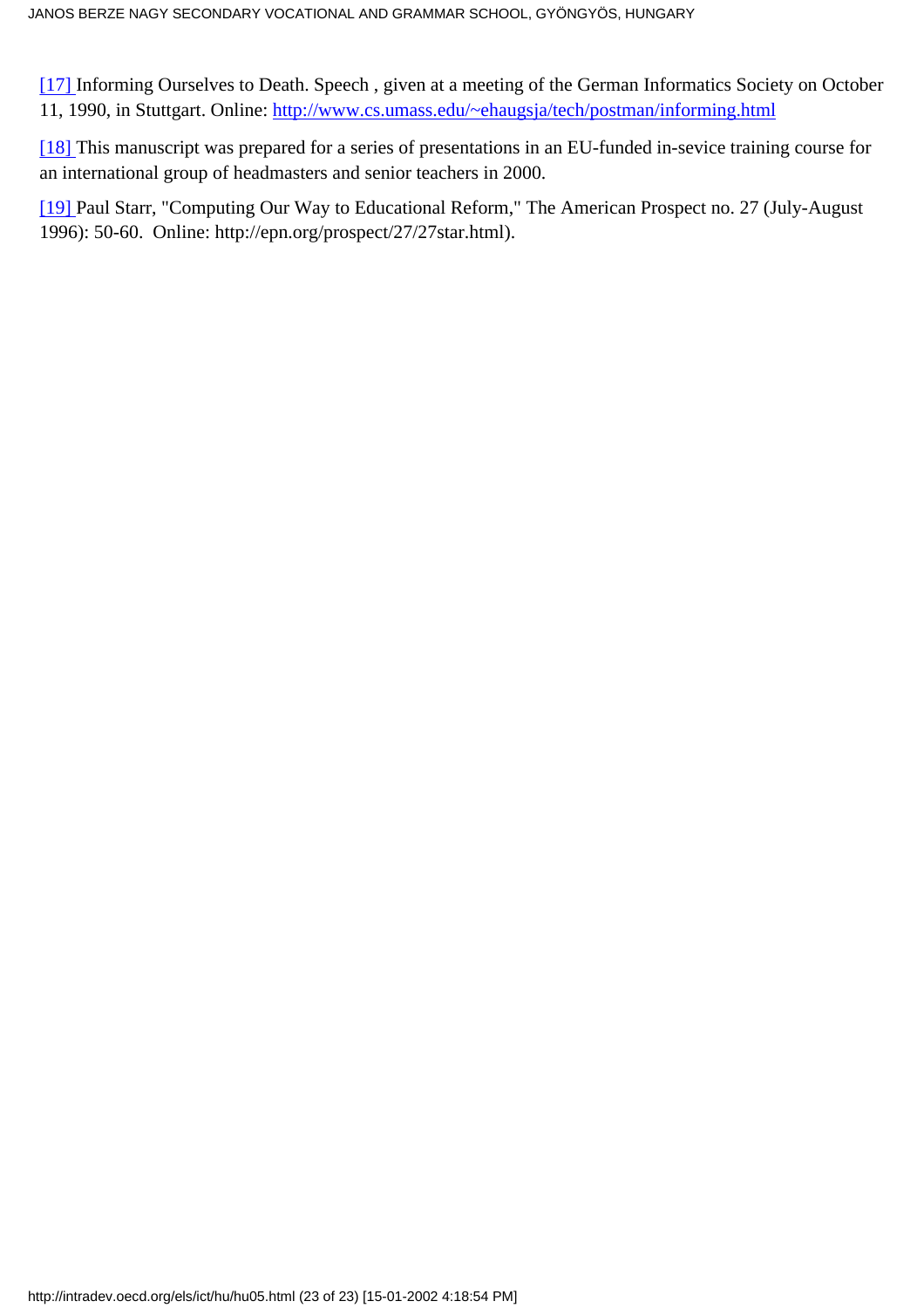[17] Informing Ourselves to Death. Speech , given at a meeting of the German Informatics Society on October 11, 1990, in Stuttgart. Online: http://www.cs.umass.edu/~ehaugsja/tech/postman/informing.html

[18] This manuscript was prepared for a series of presentations in an EU-funded in-sevice training course for an international group of headmasters and senior teachers in 2000.

[19] Paul Starr, "Computing Our Way to Educational Reform," The American Prospect no. 27 (July-August 1996): 50-60. Online: http://epn.org/prospect/27/27star.html).